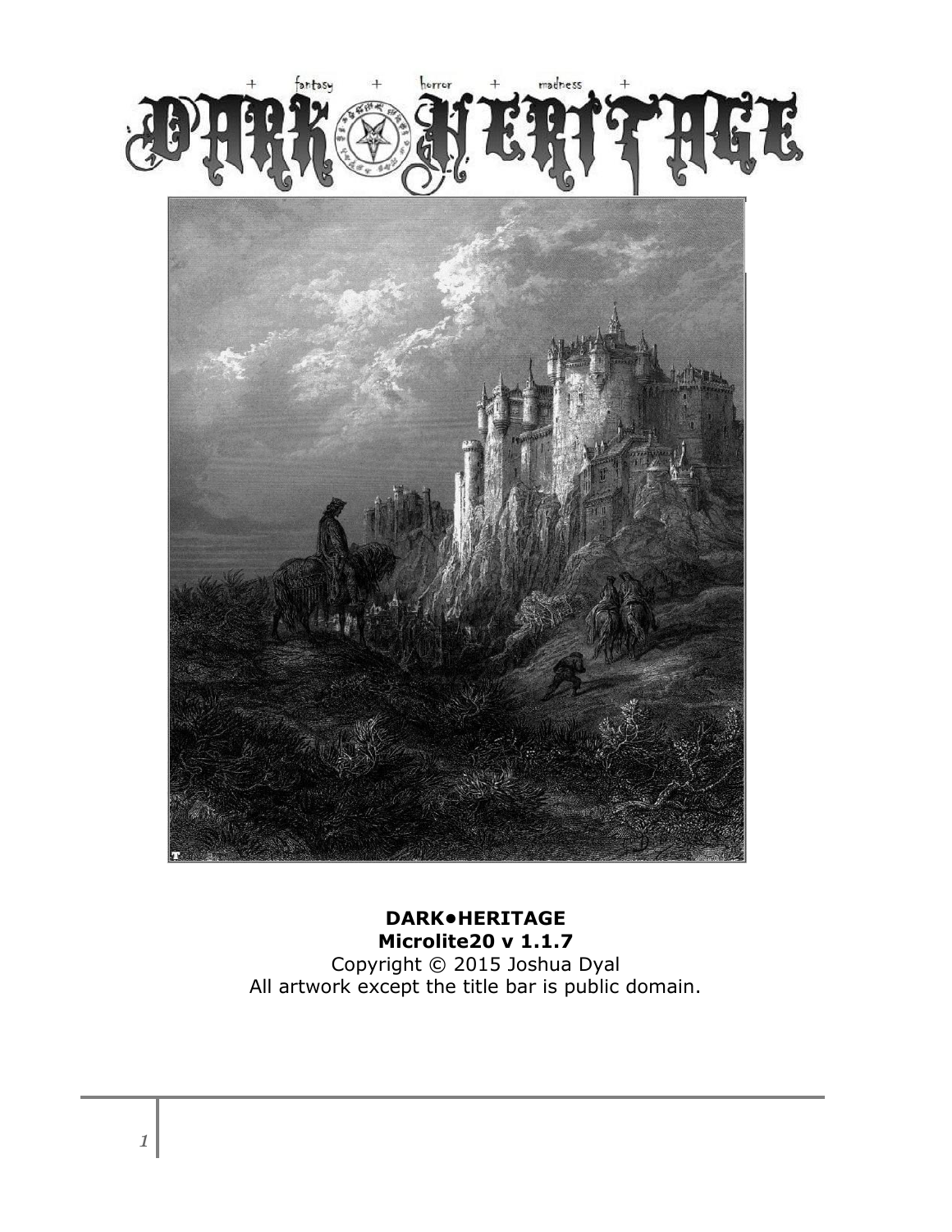**DARK•HERITAGE**
**Microlite20 v 1.1.7**
Copyright © 2015 Joshua Dyal
All artwork except the title bar is public domain.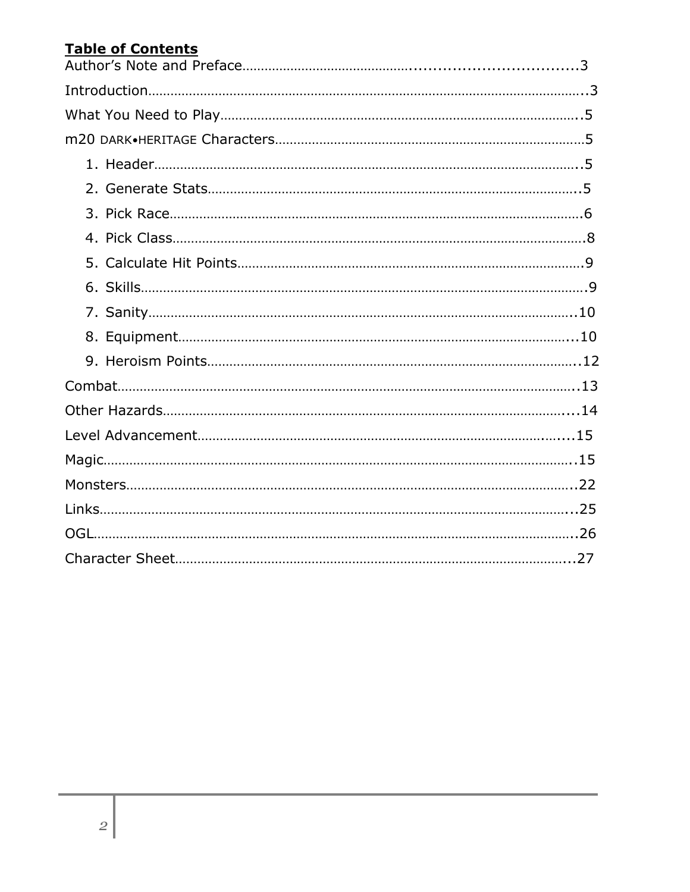## Table of Contents

Author's Note and Preface……………………………………....................................3

Introduction…………………………………………………………………………………………..3

What You Need to Play…………………………………………………………………………….5

m20 DARK•HERITAGE Characters………………………………………………………………5

1. Header………………………………………………………………………………………….5
2. Generate Stats………………………………………………………………………………5
3. Pick Race………………………………………………………………………………………6
4. Pick Class………………………………………………………………………………………8
5. Calculate Hit Points…………………………………………………………………………9
6. Skills……………………………………………………………………………………………9
7. Sanity…………………………………………………………………………………………10
8. Equipment……………………………………………………………………………………10
9. Heroism Points………………………………………………………………………………12

Combat………………………………………………………………………………………………..13

Other Hazards……………………………………………………………………………………...14

Level Advancement…………………………………………………………………………........15

Magic…………………………………………………………………………………………………..15

Monsters………………………………………………………………………………………………22

Links……………………………………………………………………………………………………25

OGL…………………………………………………………………………………………………….26

Character Sheet……………………………………………………………………………………..27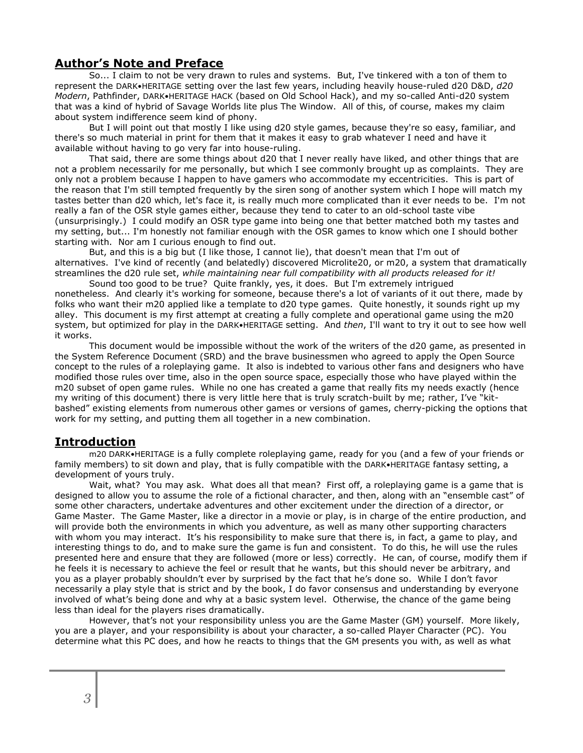## Author's Note and Preface

So... I claim to not be very drawn to rules and systems. But, I've tinkered with a ton of them to represent the DARK•HERITAGE setting over the last few years, including heavily house-ruled d20 D&D, *d20 Modern*, Pathfinder, DARK•HERITAGE HACK (based on Old School Hack), and my so-called Anti-d20 system that was a kind of hybrid of Savage Worlds lite plus The Window. All of this, of course, makes my claim about system indifference seem kind of phony.

But I will point out that mostly I like using d20 style games, because they're so easy, familiar, and there's so much material in print for them that it makes it easy to grab whatever I need and have it available without having to go very far into house-ruling.

That said, there are some things about d20 that I never really have liked, and other things that are not a problem necessarily for me personally, but which I see commonly brought up as complaints. They are only not a problem because I happen to have gamers who accommodate my eccentricities. This is part of the reason that I'm still tempted frequently by the siren song of another system which I hope will match my tastes better than d20 which, let's face it, is really much more complicated than it ever needs to be. I'm not really a fan of the OSR style games either, because they tend to cater to an old-school taste vibe (unsurprisingly.) I could modify an OSR type game into being one that better matched both my tastes and my setting, but... I'm honestly not familiar enough with the OSR games to know which one I should bother starting with. Nor am I curious enough to find out.

But, and this is a big but (I like those, I cannot lie), that doesn't mean that I'm out of alternatives. I've kind of recently (and belatedly) discovered Microlite20, or m20, a system that dramatically streamlines the d20 rule set, *while maintaining near full compatibility with all products released for it!*

Sound too good to be true? Quite frankly, yes, it does. But I'm extremely intrigued nonetheless. And clearly it's working for someone, because there's a lot of variants of it out there, made by folks who want their m20 applied like a template to d20 type games. Quite honestly, it sounds right up my alley. This document is my first attempt at creating a fully complete and operational game using the m20 system, but optimized for play in the DARK•HERITAGE setting. And *then*, I'll want to try it out to see how well it works.

This document would be impossible without the work of the writers of the d20 game, as presented in the System Reference Document (SRD) and the brave businessmen who agreed to apply the Open Source concept to the rules of a roleplaying game. It also is indebted to various other fans and designers who have modified those rules over time, also in the open source space, especially those who have played within the m20 subset of open game rules. While no one has created a game that really fits my needs exactly (hence my writing of this document) there is very little here that is truly scratch-built by me; rather, I've "kit-bashed" existing elements from numerous other games or versions of games, cherry-picking the options that work for my setting, and putting them all together in a new combination.

## Introduction

m20 DARK•HERITAGE is a fully complete roleplaying game, ready for you (and a few of your friends or family members) to sit down and play, that is fully compatible with the DARK•HERITAGE fantasy setting, a development of yours truly.

Wait, what? You may ask. What does all that mean? First off, a roleplaying game is a game that is designed to allow you to assume the role of a fictional character, and then, along with an "ensemble cast" of some other characters, undertake adventures and other excitement under the direction of a director, or Game Master. The Game Master, like a director in a movie or play, is in charge of the entire production, and will provide both the environments in which you adventure, as well as many other supporting characters with whom you may interact. It's his responsibility to make sure that there is, in fact, a game to play, and interesting things to do, and to make sure the game is fun and consistent. To do this, he will use the rules presented here and ensure that they are followed (more or less) correctly. He can, of course, modify them if he feels it is necessary to achieve the feel or result that he wants, but this should never be arbitrary, and you as a player probably shouldn't ever by surprised by the fact that he's done so. While I don't favor necessarily a play style that is strict and by the book, I do favor consensus and understanding by everyone involved of what's being done and why at a basic system level. Otherwise, the chance of the game being less than ideal for the players rises dramatically.

However, that's not your responsibility unless you are the Game Master (GM) yourself. More likely, you are a player, and your responsibility is about your character, a so-called Player Character (PC). You determine what this PC does, and how he reacts to things that the GM presents you with, as well as what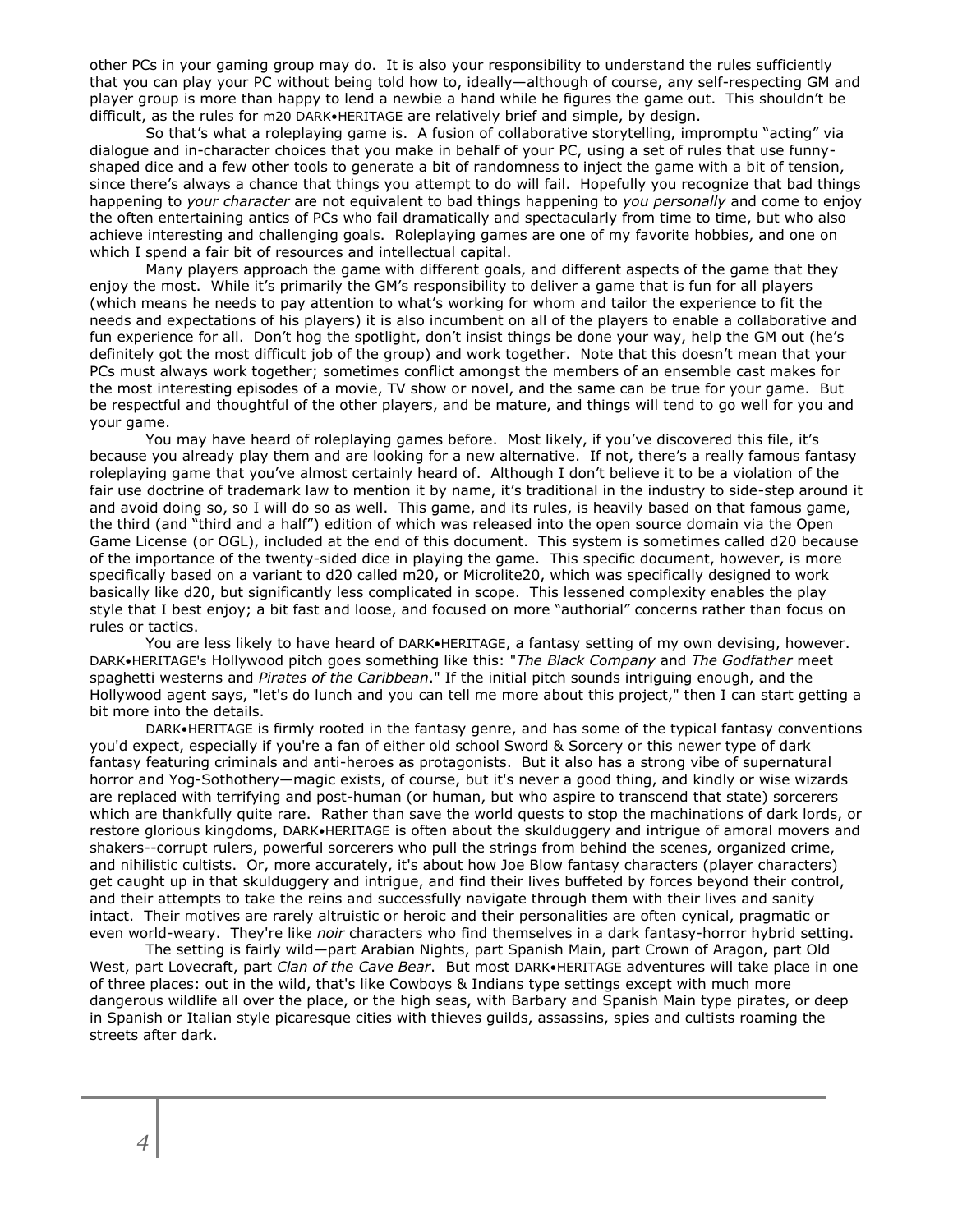other PCs in your gaming group may do. It is also your responsibility to understand the rules sufficiently that you can play your PC without being told how to, ideally—although of course, any self-respecting GM and player group is more than happy to lend a newbie a hand while he figures the game out. This shouldn't be difficult, as the rules for m20 DARK•HERITAGE are relatively brief and simple, by design.

So that's what a roleplaying game is. A fusion of collaborative storytelling, impromptu "acting" via dialogue and in-character choices that you make in behalf of your PC, using a set of rules that use funny-shaped dice and a few other tools to generate a bit of randomness to inject the game with a bit of tension, since there's always a chance that things you attempt to do will fail. Hopefully you recognize that bad things happening to *your character* are not equivalent to bad things happening to *you personally* and come to enjoy the often entertaining antics of PCs who fail dramatically and spectacularly from time to time, but who also achieve interesting and challenging goals. Roleplaying games are one of my favorite hobbies, and one on which I spend a fair bit of resources and intellectual capital.

Many players approach the game with different goals, and different aspects of the game that they enjoy the most. While it's primarily the GM's responsibility to deliver a game that is fun for all players (which means he needs to pay attention to what's working for whom and tailor the experience to fit the needs and expectations of his players) it is also incumbent on all of the players to enable a collaborative and fun experience for all. Don't hog the spotlight, don't insist things be done your way, help the GM out (he's definitely got the most difficult job of the group) and work together. Note that this doesn't mean that your PCs must always work together; sometimes conflict amongst the members of an ensemble cast makes for the most interesting episodes of a movie, TV show or novel, and the same can be true for your game. But be respectful and thoughtful of the other players, and be mature, and things will tend to go well for you and your game.

You may have heard of roleplaying games before. Most likely, if you've discovered this file, it's because you already play them and are looking for a new alternative. If not, there's a really famous fantasy roleplaying game that you've almost certainly heard of. Although I don't believe it to be a violation of the fair use doctrine of trademark law to mention it by name, it's traditional in the industry to side-step around it and avoid doing so, so I will do so as well. This game, and its rules, is heavily based on that famous game, the third (and "third and a half") edition of which was released into the open source domain via the Open Game License (or OGL), included at the end of this document. This system is sometimes called d20 because of the importance of the twenty-sided dice in playing the game. This specific document, however, is more specifically based on a variant to d20 called m20, or Microlite20, which was specifically designed to work basically like d20, but significantly less complicated in scope. This lessened complexity enables the play style that I best enjoy; a bit fast and loose, and focused on more "authorial" concerns rather than focus on rules or tactics.

You are less likely to have heard of DARK•HERITAGE, a fantasy setting of my own devising, however. DARK•HERITAGE's Hollywood pitch goes something like this: "*The Black Company* and *The Godfather* meet spaghetti westerns and *Pirates of the Caribbean*." If the initial pitch sounds intriguing enough, and the Hollywood agent says, "let's do lunch and you can tell me more about this project," then I can start getting a bit more into the details.

DARK•HERITAGE is firmly rooted in the fantasy genre, and has some of the typical fantasy conventions you'd expect, especially if you're a fan of either old school Sword & Sorcery or this newer type of dark fantasy featuring criminals and anti-heroes as protagonists. But it also has a strong vibe of supernatural horror and Yog-Sothothery—magic exists, of course, but it's never a good thing, and kindly or wise wizards are replaced with terrifying and post-human (or human, but who aspire to transcend that state) sorcerers which are thankfully quite rare. Rather than save the world quests to stop the machinations of dark lords, or restore glorious kingdoms, DARK•HERITAGE is often about the skulduggery and intrigue of amoral movers and shakers--corrupt rulers, powerful sorcerers who pull the strings from behind the scenes, organized crime, and nihilistic cultists. Or, more accurately, it's about how Joe Blow fantasy characters (player characters) get caught up in that skulduggery and intrigue, and find their lives buffeted by forces beyond their control, and their attempts to take the reins and successfully navigate through them with their lives and sanity intact. Their motives are rarely altruistic or heroic and their personalities are often cynical, pragmatic or even world-weary. They're like *noir* characters who find themselves in a dark fantasy-horror hybrid setting.

The setting is fairly wild—part Arabian Nights, part Spanish Main, part Crown of Aragon, part Old West, part Lovecraft, part *Clan of the Cave Bear*. But most DARK•HERITAGE adventures will take place in one of three places: out in the wild, that's like Cowboys & Indians type settings except with much more dangerous wildlife all over the place, or the high seas, with Barbary and Spanish Main type pirates, or deep in Spanish or Italian style picaresque cities with thieves guilds, assassins, spies and cultists roaming the streets after dark.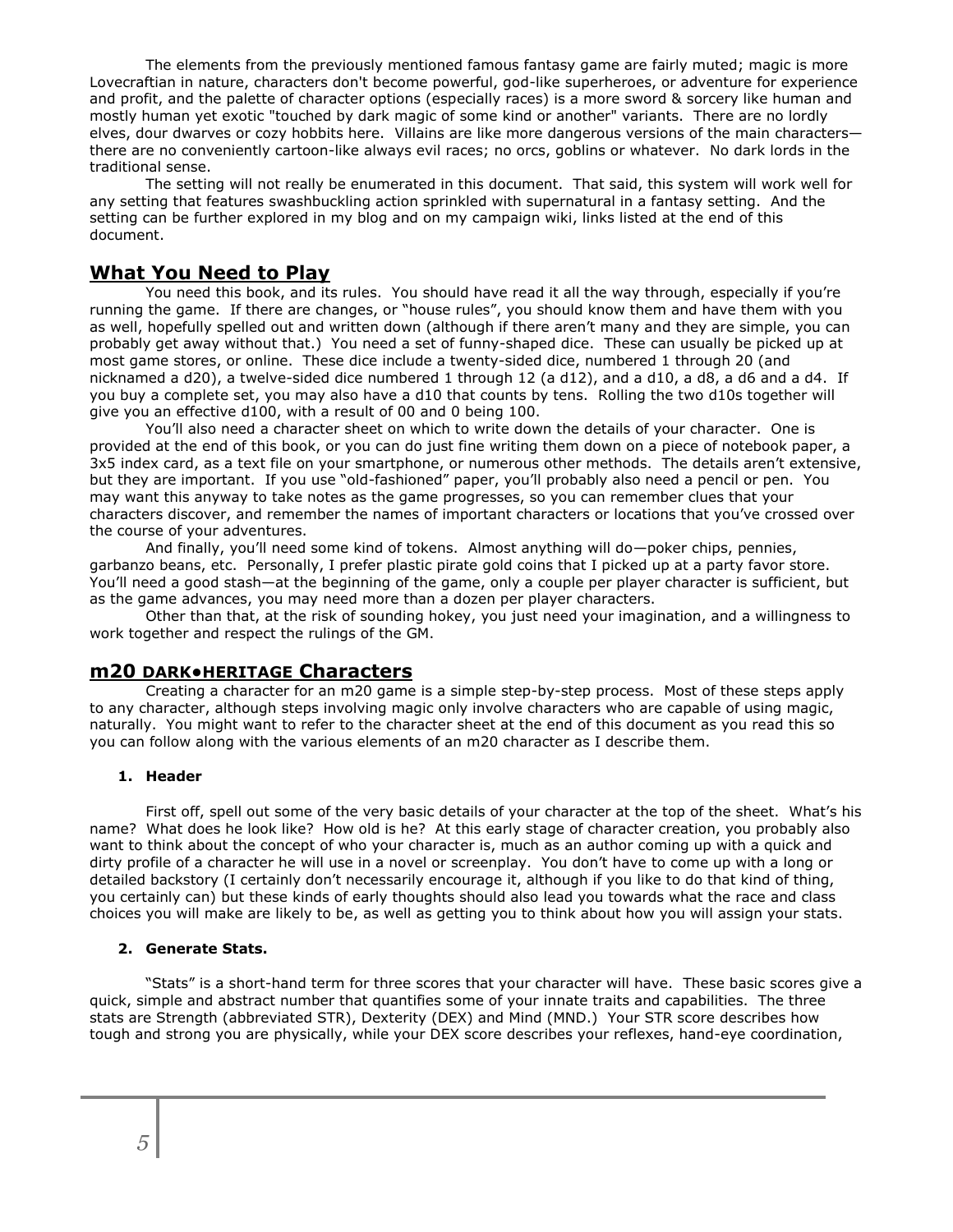The elements from the previously mentioned famous fantasy game are fairly muted; magic is more Lovecraftian in nature, characters don't become powerful, god-like superheroes, or adventure for experience and profit, and the palette of character options (especially races) is a more sword & sorcery like human and mostly human yet exotic "touched by dark magic of some kind or another" variants. There are no lordly elves, dour dwarves or cozy hobbits here. Villains are like more dangerous versions of the main characters—there are no conveniently cartoon-like always evil races; no orcs, goblins or whatever. No dark lords in the traditional sense.

The setting will not really be enumerated in this document. That said, this system will work well for any setting that features swashbuckling action sprinkled with supernatural in a fantasy setting. And the setting can be further explored in my blog and on my campaign wiki, links listed at the end of this document.

## What You Need to Play

You need this book, and its rules. You should have read it all the way through, especially if you're running the game. If there are changes, or "house rules", you should know them and have them with you as well, hopefully spelled out and written down (although if there aren't many and they are simple, you can probably get away without that.) You need a set of funny-shaped dice. These can usually be picked up at most game stores, or online. These dice include a twenty-sided dice, numbered 1 through 20 (and nicknamed a d20), a twelve-sided dice numbered 1 through 12 (a d12), and a d10, a d8, a d6 and a d4. If you buy a complete set, you may also have a d10 that counts by tens. Rolling the two d10s together will give you an effective d100, with a result of 00 and 0 being 100.

You'll also need a character sheet on which to write down the details of your character. One is provided at the end of this book, or you can do just fine writing them down on a piece of notebook paper, a 3x5 index card, as a text file on your smartphone, or numerous other methods. The details aren't extensive, but they are important. If you use "old-fashioned" paper, you'll probably also need a pencil or pen. You may want this anyway to take notes as the game progresses, so you can remember clues that your characters discover, and remember the names of important characters or locations that you've crossed over the course of your adventures.

And finally, you'll need some kind of tokens. Almost anything will do—poker chips, pennies, garbanzo beans, etc. Personally, I prefer plastic pirate gold coins that I picked up at a party favor store. You'll need a good stash—at the beginning of the game, only a couple per player character is sufficient, but as the game advances, you may need more than a dozen per player characters.

Other than that, at the risk of sounding hokey, you just need your imagination, and a willingness to work together and respect the rulings of the GM.

## m20 DARK•HERITAGE Characters

Creating a character for an m20 game is a simple step-by-step process. Most of these steps apply to any character, although steps involving magic only involve characters who are capable of using magic, naturally. You might want to refer to the character sheet at the end of this document as you read this so you can follow along with the various elements of an m20 character as I describe them.

### 1. Header

First off, spell out some of the very basic details of your character at the top of the sheet. What's his name? What does he look like? How old is he? At this early stage of character creation, you probably also want to think about the concept of who your character is, much as an author coming up with a quick and dirty profile of a character he will use in a novel or screenplay. You don't have to come up with a long or detailed backstory (I certainly don't necessarily encourage it, although if you like to do that kind of thing, you certainly can) but these kinds of early thoughts should also lead you towards what the race and class choices you will make are likely to be, as well as getting you to think about how you will assign your stats.

### 2. Generate Stats.

"Stats" is a short-hand term for three scores that your character will have. These basic scores give a quick, simple and abstract number that quantifies some of your innate traits and capabilities. The three stats are Strength (abbreviated STR), Dexterity (DEX) and Mind (MND.) Your STR score describes how tough and strong you are physically, while your DEX score describes your reflexes, hand-eye coordination,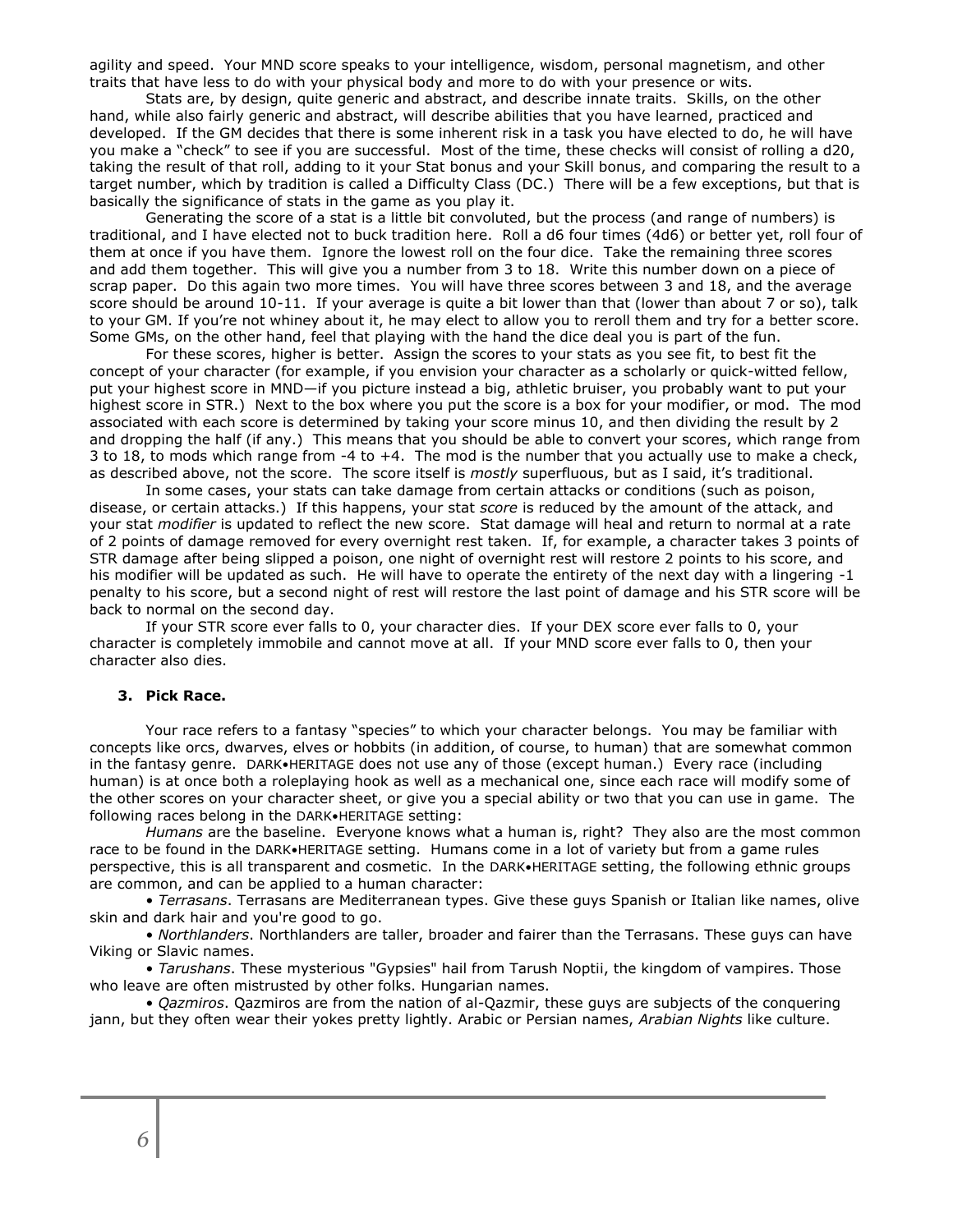agility and speed. Your MND score speaks to your intelligence, wisdom, personal magnetism, and other traits that have less to do with your physical body and more to do with your presence or wits.

Stats are, by design, quite generic and abstract, and describe innate traits. Skills, on the other hand, while also fairly generic and abstract, will describe abilities that you have learned, practiced and developed. If the GM decides that there is some inherent risk in a task you have elected to do, he will have you make a "check" to see if you are successful. Most of the time, these checks will consist of rolling a d20, taking the result of that roll, adding to it your Stat bonus and your Skill bonus, and comparing the result to a target number, which by tradition is called a Difficulty Class (DC.) There will be a few exceptions, but that is basically the significance of stats in the game as you play it.

Generating the score of a stat is a little bit convoluted, but the process (and range of numbers) is traditional, and I have elected not to buck tradition here. Roll a d6 four times (4d6) or better yet, roll four of them at once if you have them. Ignore the lowest roll on the four dice. Take the remaining three scores and add them together. This will give you a number from 3 to 18. Write this number down on a piece of scrap paper. Do this again two more times. You will have three scores between 3 and 18, and the average score should be around 10-11. If your average is quite a bit lower than that (lower than about 7 or so), talk to your GM. If you're not whiney about it, he may elect to allow you to reroll them and try for a better score. Some GMs, on the other hand, feel that playing with the hand the dice deal you is part of the fun.

For these scores, higher is better. Assign the scores to your stats as you see fit, to best fit the concept of your character (for example, if you envision your character as a scholarly or quick-witted fellow, put your highest score in MND—if you picture instead a big, athletic bruiser, you probably want to put your highest score in STR.) Next to the box where you put the score is a box for your modifier, or mod. The mod associated with each score is determined by taking your score minus 10, and then dividing the result by 2 and dropping the half (if any.) This means that you should be able to convert your scores, which range from 3 to 18, to mods which range from -4 to +4. The mod is the number that you actually use to make a check, as described above, not the score. The score itself is *mostly* superfluous, but as I said, it's traditional.

In some cases, your stats can take damage from certain attacks or conditions (such as poison, disease, or certain attacks.) If this happens, your stat *score* is reduced by the amount of the attack, and your stat *modifier* is updated to reflect the new score. Stat damage will heal and return to normal at a rate of 2 points of damage removed for every overnight rest taken. If, for example, a character takes 3 points of STR damage after being slipped a poison, one night of overnight rest will restore 2 points to his score, and his modifier will be updated as such. He will have to operate the entirety of the next day with a lingering -1 penalty to his score, but a second night of rest will restore the last point of damage and his STR score will be back to normal on the second day.

If your STR score ever falls to 0, your character dies. If your DEX score ever falls to 0, your character is completely immobile and cannot move at all. If your MND score ever falls to 0, then your character also dies.

### 3. Pick Race.

Your race refers to a fantasy "species" to which your character belongs. You may be familiar with concepts like orcs, dwarves, elves or hobbits (in addition, of course, to human) that are somewhat common in the fantasy genre. DARK•HERITAGE does not use any of those (except human.) Every race (including human) is at once both a roleplaying hook as well as a mechanical one, since each race will modify some of the other scores on your character sheet, or give you a special ability or two that you can use in game. The following races belong in the DARK•HERITAGE setting:

*Humans* are the baseline. Everyone knows what a human is, right? They also are the most common race to be found in the DARK•HERITAGE setting. Humans come in a lot of variety but from a game rules perspective, this is all transparent and cosmetic. In the DARK•HERITAGE setting, the following ethnic groups are common, and can be applied to a human character:

• *Terrasans*. Terrasans are Mediterranean types. Give these guys Spanish or Italian like names, olive skin and dark hair and you're good to go.

• *Northlanders*. Northlanders are taller, broader and fairer than the Terrasans. These guys can have Viking or Slavic names.

• *Tarushans*. These mysterious "Gypsies" hail from Tarush Noptii, the kingdom of vampires. Those who leave are often mistrusted by other folks. Hungarian names.

• *Qazmiros*. Qazmiros are from the nation of al-Qazmir, these guys are subjects of the conquering jann, but they often wear their yokes pretty lightly. Arabic or Persian names, *Arabian Nights* like culture.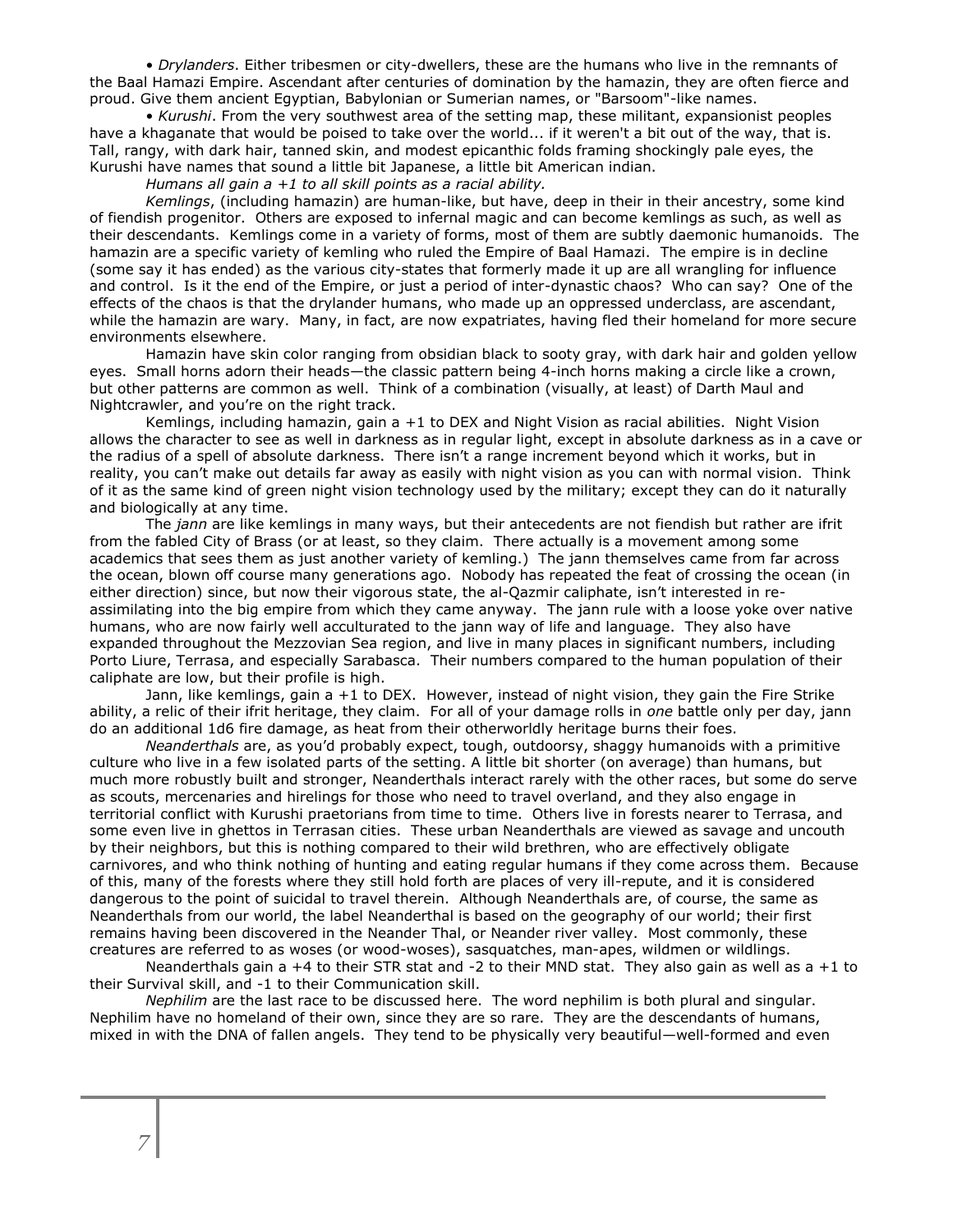• *Drylanders*. Either tribesmen or city-dwellers, these are the humans who live in the remnants of the Baal Hamazi Empire. Ascendant after centuries of domination by the hamazin, they are often fierce and proud. Give them ancient Egyptian, Babylonian or Sumerian names, or "Barsoom"-like names.

• *Kurushi*. From the very southwest area of the setting map, these militant, expansionist peoples have a khaganate that would be poised to take over the world... if it weren't a bit out of the way, that is. Tall, rangy, with dark hair, tanned skin, and modest epicanthic folds framing shockingly pale eyes, the Kurushi have names that sound a little bit Japanese, a little bit American indian.

*Humans all gain a +1 to all skill points as a racial ability.*

*Kemlings*, (including hamazin) are human-like, but have, deep in their in their ancestry, some kind of fiendish progenitor. Others are exposed to infernal magic and can become kemlings as such, as well as their descendants. Kemlings come in a variety of forms, most of them are subtly daemonic humanoids. The hamazin are a specific variety of kemling who ruled the Empire of Baal Hamazi. The empire is in decline (some say it has ended) as the various city-states that formerly made it up are all wrangling for influence and control. Is it the end of the Empire, or just a period of inter-dynastic chaos? Who can say? One of the effects of the chaos is that the drylander humans, who made up an oppressed underclass, are ascendant, while the hamazin are wary. Many, in fact, are now expatriates, having fled their homeland for more secure environments elsewhere.

Hamazin have skin color ranging from obsidian black to sooty gray, with dark hair and golden yellow eyes. Small horns adorn their heads—the classic pattern being 4-inch horns making a circle like a crown, but other patterns are common as well. Think of a combination (visually, at least) of Darth Maul and Nightcrawler, and you're on the right track.

Kemlings, including hamazin, gain a +1 to DEX and Night Vision as racial abilities. Night Vision allows the character to see as well in darkness as in regular light, except in absolute darkness as in a cave or the radius of a spell of absolute darkness. There isn't a range increment beyond which it works, but in reality, you can't make out details far away as easily with night vision as you can with normal vision. Think of it as the same kind of green night vision technology used by the military; except they can do it naturally and biologically at any time.

The *jann* are like kemlings in many ways, but their antecedents are not fiendish but rather are ifrit from the fabled City of Brass (or at least, so they claim. There actually is a movement among some academics that sees them as just another variety of kemling.) The jann themselves came from far across the ocean, blown off course many generations ago. Nobody has repeated the feat of crossing the ocean (in either direction) since, but now their vigorous state, the al-Qazmir caliphate, isn't interested in re-assimilating into the big empire from which they came anyway. The jann rule with a loose yoke over native humans, who are now fairly well acculturated to the jann way of life and language. They also have expanded throughout the Mezzovian Sea region, and live in many places in significant numbers, including Porto Liure, Terrasa, and especially Sarabasca. Their numbers compared to the human population of their caliphate are low, but their profile is high.

Jann, like kemlings, gain a +1 to DEX. However, instead of night vision, they gain the Fire Strike ability, a relic of their ifrit heritage, they claim. For all of your damage rolls in *one* battle only per day, jann do an additional 1d6 fire damage, as heat from their otherworldly heritage burns their foes.

*Neanderthals* are, as you'd probably expect, tough, outdoorsy, shaggy humanoids with a primitive culture who live in a few isolated parts of the setting. A little bit shorter (on average) than humans, but much more robustly built and stronger, Neanderthals interact rarely with the other races, but some do serve as scouts, mercenaries and hirelings for those who need to travel overland, and they also engage in territorial conflict with Kurushi praetorians from time to time. Others live in forests nearer to Terrasa, and some even live in ghettos in Terrasan cities. These urban Neanderthals are viewed as savage and uncouth by their neighbors, but this is nothing compared to their wild brethren, who are effectively obligate carnivores, and who think nothing of hunting and eating regular humans if they come across them. Because of this, many of the forests where they still hold forth are places of very ill-repute, and it is considered dangerous to the point of suicidal to travel therein. Although Neanderthals are, of course, the same as Neanderthals from our world, the label Neanderthal is based on the geography of our world; their first remains having been discovered in the Neander Thal, or Neander river valley. Most commonly, these creatures are referred to as woses (or wood-woses), sasquatches, man-apes, wildmen or wildlings.

Neanderthals gain a +4 to their STR stat and -2 to their MND stat. They also gain as well as a +1 to their Survival skill, and -1 to their Communication skill.

*Nephilim* are the last race to be discussed here. The word nephilim is both plural and singular. Nephilim have no homeland of their own, since they are so rare. They are the descendants of humans, mixed in with the DNA of fallen angels. They tend to be physically very beautiful—well-formed and even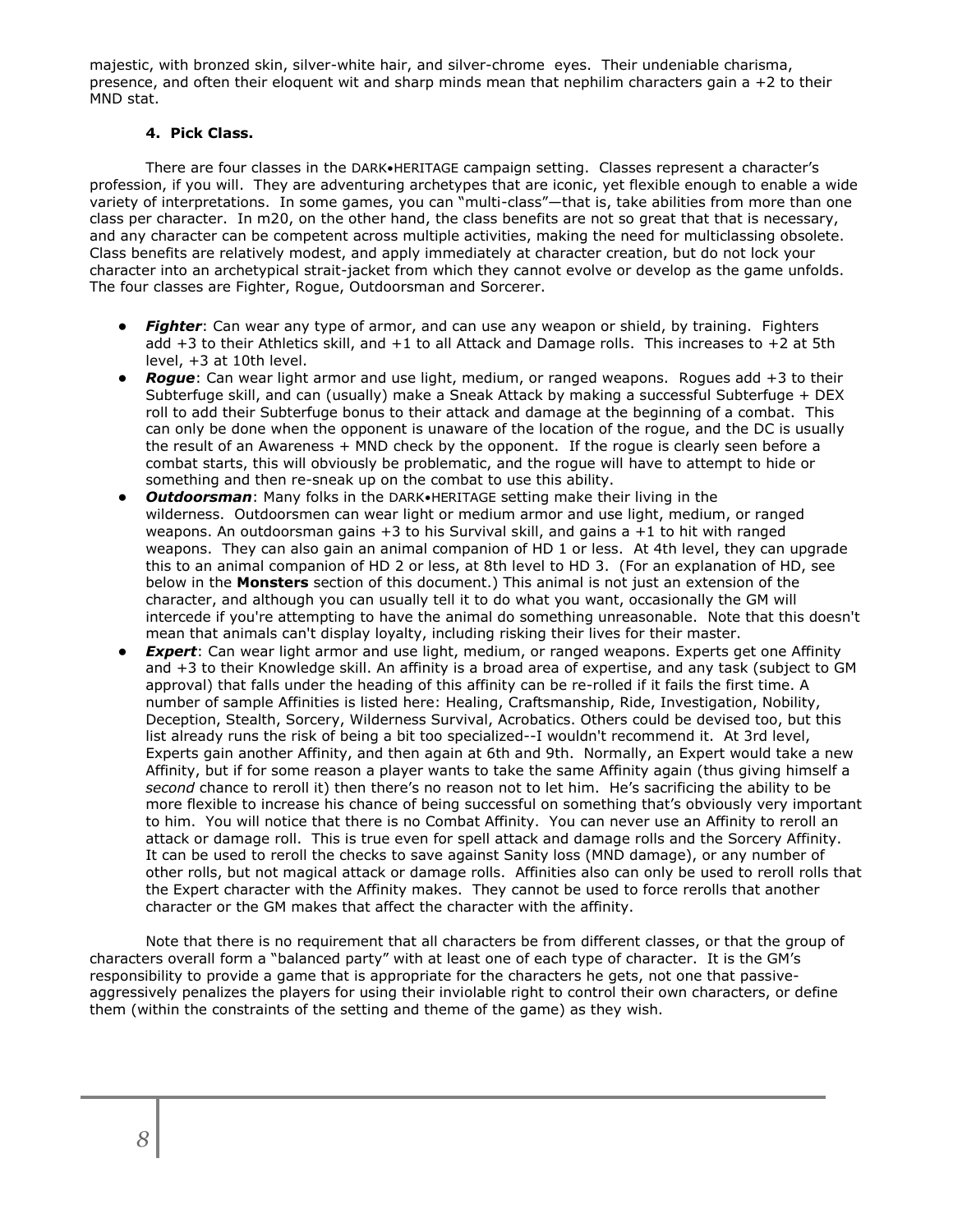majestic, with bronzed skin, silver-white hair, and silver-chrome eyes. Their undeniable charisma, presence, and often their eloquent wit and sharp minds mean that nephilim characters gain a +2 to their MND stat.

#### 4. Pick Class.

There are four classes in the DARK•HERITAGE campaign setting. Classes represent a character's profession, if you will. They are adventuring archetypes that are iconic, yet flexible enough to enable a wide variety of interpretations. In some games, you can "multi-class"—that is, take abilities from more than one class per character. In m20, on the other hand, the class benefits are not so great that that is necessary, and any character can be competent across multiple activities, making the need for multiclassing obsolete. Class benefits are relatively modest, and apply immediately at character creation, but do not lock your character into an archetypical strait-jacket from which they cannot evolve or develop as the game unfolds. The four classes are Fighter, Rogue, Outdoorsman and Sorcerer.

- ***Fighter***: Can wear any type of armor, and can use any weapon or shield, by training. Fighters add +3 to their Athletics skill, and +1 to all Attack and Damage rolls. This increases to +2 at 5th level, +3 at 10th level.
- ***Rogue***: Can wear light armor and use light, medium, or ranged weapons. Rogues add +3 to their Subterfuge skill, and can (usually) make a Sneak Attack by making a successful Subterfuge + DEX roll to add their Subterfuge bonus to their attack and damage at the beginning of a combat. This can only be done when the opponent is unaware of the location of the rogue, and the DC is usually the result of an Awareness + MND check by the opponent. If the rogue is clearly seen before a combat starts, this will obviously be problematic, and the rogue will have to attempt to hide or something and then re-sneak up on the combat to use this ability.
- ***Outdoorsman***: Many folks in the DARK•HERITAGE setting make their living in the wilderness. Outdoorsmen can wear light or medium armor and use light, medium, or ranged weapons. An outdoorsman gains +3 to his Survival skill, and gains a +1 to hit with ranged weapons. They can also gain an animal companion of HD 1 or less. At 4th level, they can upgrade this to an animal companion of HD 2 or less, at 8th level to HD 3. (For an explanation of HD, see below in the **Monsters** section of this document.) This animal is not just an extension of the character, and although you can usually tell it to do what you want, occasionally the GM will intercede if you're attempting to have the animal do something unreasonable. Note that this doesn't mean that animals can't display loyalty, including risking their lives for their master.
- ***Expert***: Can wear light armor and use light, medium, or ranged weapons. Experts get one Affinity and +3 to their Knowledge skill. An affinity is a broad area of expertise, and any task (subject to GM approval) that falls under the heading of this affinity can be re-rolled if it fails the first time. A number of sample Affinities is listed here: Healing, Craftsmanship, Ride, Investigation, Nobility, Deception, Stealth, Sorcery, Wilderness Survival, Acrobatics. Others could be devised too, but this list already runs the risk of being a bit too specialized--I wouldn't recommend it. At 3rd level, Experts gain another Affinity, and then again at 6th and 9th. Normally, an Expert would take a new Affinity, but if for some reason a player wants to take the same Affinity again (thus giving himself a *second* chance to reroll it) then there's no reason not to let him. He's sacrificing the ability to be more flexible to increase his chance of being successful on something that's obviously very important to him. You will notice that there is no Combat Affinity. You can never use an Affinity to reroll an attack or damage roll. This is true even for spell attack and damage rolls and the Sorcery Affinity. It can be used to reroll the checks to save against Sanity loss (MND damage), or any number of other rolls, but not magical attack or damage rolls. Affinities also can only be used to reroll rolls that the Expert character with the Affinity makes. They cannot be used to force rerolls that another character or the GM makes that affect the character with the affinity.

Note that there is no requirement that all characters be from different classes, or that the group of characters overall form a "balanced party" with at least one of each type of character. It is the GM's responsibility to provide a game that is appropriate for the characters he gets, not one that passive-aggressively penalizes the players for using their inviolable right to control their own characters, or define them (within the constraints of the setting and theme of the game) as they wish.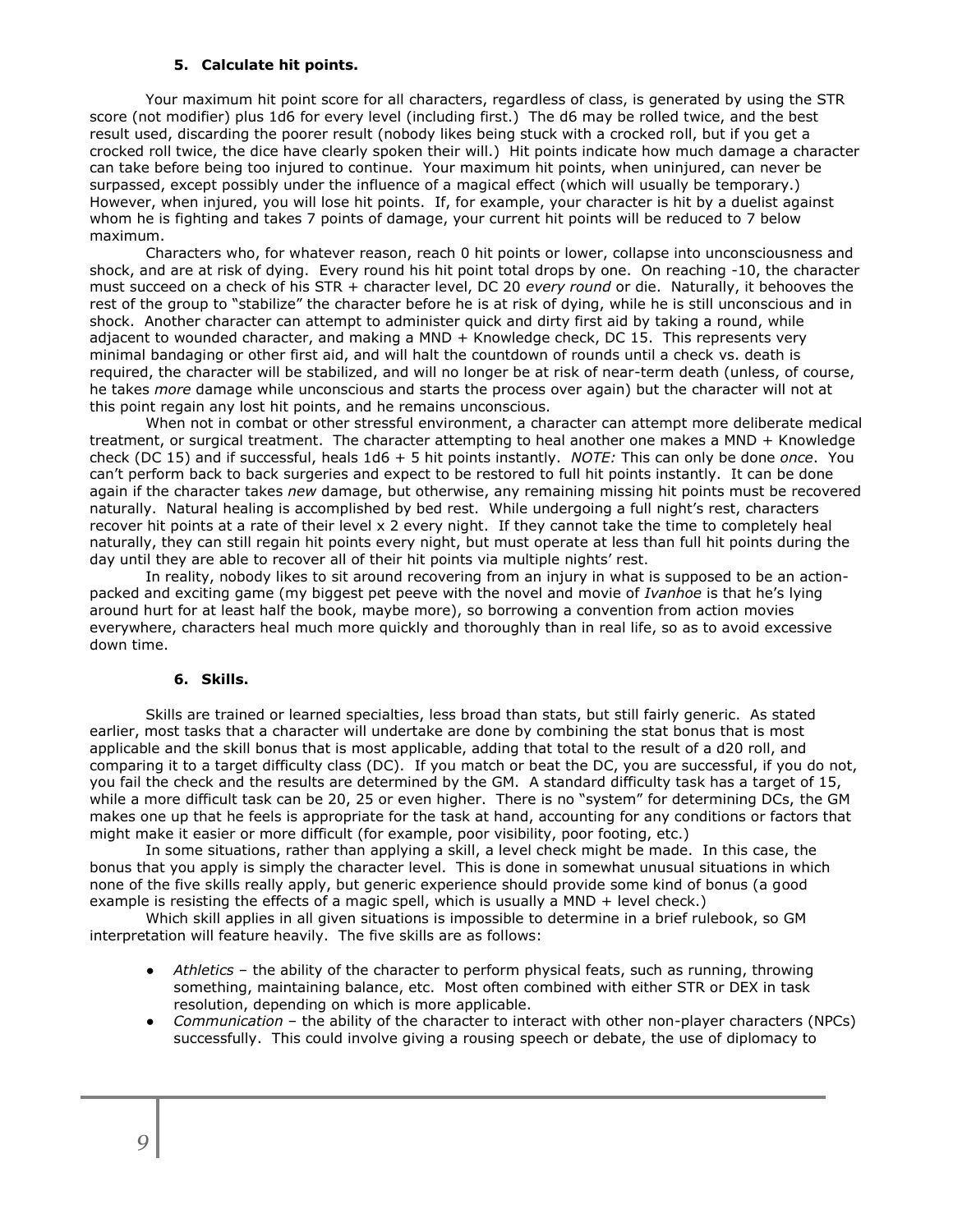### 5. Calculate hit points.

Your maximum hit point score for all characters, regardless of class, is generated by using the STR score (not modifier) plus 1d6 for every level (including first.) The d6 may be rolled twice, and the best result used, discarding the poorer result (nobody likes being stuck with a crocked roll, but if you get a crocked roll twice, the dice have clearly spoken their will.) Hit points indicate how much damage a character can take before being too injured to continue. Your maximum hit points, when uninjured, can never be surpassed, except possibly under the influence of a magical effect (which will usually be temporary.) However, when injured, you will lose hit points. If, for example, your character is hit by a duelist against whom he is fighting and takes 7 points of damage, your current hit points will be reduced to 7 below maximum.

Characters who, for whatever reason, reach 0 hit points or lower, collapse into unconsciousness and shock, and are at risk of dying. Every round his hit point total drops by one. On reaching -10, the character must succeed on a check of his STR + character level, DC 20 *every round* or die. Naturally, it behooves the rest of the group to "stabilize" the character before he is at risk of dying, while he is still unconscious and in shock. Another character can attempt to administer quick and dirty first aid by taking a round, while adjacent to wounded character, and making a MND + Knowledge check, DC 15. This represents very minimal bandaging or other first aid, and will halt the countdown of rounds until a check vs. death is required, the character will be stabilized, and will no longer be at risk of near-term death (unless, of course, he takes *more* damage while unconscious and starts the process over again) but the character will not at this point regain any lost hit points, and he remains unconscious.

When not in combat or other stressful environment, a character can attempt more deliberate medical treatment, or surgical treatment. The character attempting to heal another one makes a MND + Knowledge check (DC 15) and if successful, heals 1d6 + 5 hit points instantly. *NOTE:* This can only be done *once*. You can't perform back to back surgeries and expect to be restored to full hit points instantly. It can be done again if the character takes *new* damage, but otherwise, any remaining missing hit points must be recovered naturally. Natural healing is accomplished by bed rest. While undergoing a full night's rest, characters recover hit points at a rate of their level x 2 every night. If they cannot take the time to completely heal naturally, they can still regain hit points every night, but must operate at less than full hit points during the day until they are able to recover all of their hit points via multiple nights' rest.

In reality, nobody likes to sit around recovering from an injury in what is supposed to be an action-packed and exciting game (my biggest pet peeve with the novel and movie of *Ivanhoe* is that he's lying around hurt for at least half the book, maybe more), so borrowing a convention from action movies everywhere, characters heal much more quickly and thoroughly than in real life, so as to avoid excessive down time.

### 6. Skills.

Skills are trained or learned specialties, less broad than stats, but still fairly generic. As stated earlier, most tasks that a character will undertake are done by combining the stat bonus that is most applicable and the skill bonus that is most applicable, adding that total to the result of a d20 roll, and comparing it to a target difficulty class (DC). If you match or beat the DC, you are successful, if you do not, you fail the check and the results are determined by the GM. A standard difficulty task has a target of 15, while a more difficult task can be 20, 25 or even higher. There is no "system" for determining DCs, the GM makes one up that he feels is appropriate for the task at hand, accounting for any conditions or factors that might make it easier or more difficult (for example, poor visibility, poor footing, etc.)

In some situations, rather than applying a skill, a level check might be made. In this case, the bonus that you apply is simply the character level. This is done in somewhat unusual situations in which none of the five skills really apply, but generic experience should provide some kind of bonus (a good example is resisting the effects of a magic spell, which is usually a MND + level check.)

Which skill applies in all given situations is impossible to determine in a brief rulebook, so GM interpretation will feature heavily. The five skills are as follows:

- *Athletics* – the ability of the character to perform physical feats, such as running, throwing something, maintaining balance, etc. Most often combined with either STR or DEX in task resolution, depending on which is more applicable.
- *Communication* – the ability of the character to interact with other non-player characters (NPCs) successfully. This could involve giving a rousing speech or debate, the use of diplomacy to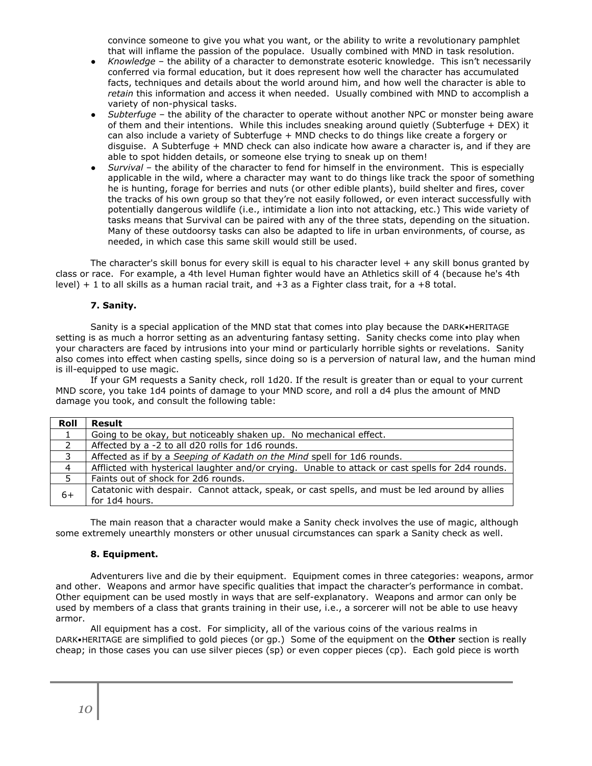convince someone to give you what you want, or the ability to write a revolutionary pamphlet that will inflame the passion of the populace. Usually combined with MND in task resolution.

- *Knowledge* – the ability of a character to demonstrate esoteric knowledge. This isn't necessarily conferred via formal education, but it does represent how well the character has accumulated facts, techniques and details about the world around him, and how well the character is able to *retain* this information and access it when needed. Usually combined with MND to accomplish a variety of non-physical tasks.
- *Subterfuge* – the ability of the character to operate without another NPC or monster being aware of them and their intentions. While this includes sneaking around quietly (Subterfuge + DEX) it can also include a variety of Subterfuge + MND checks to do things like create a forgery or disguise. A Subterfuge + MND check can also indicate how aware a character is, and if they are able to spot hidden details, or someone else trying to sneak up on them!
- *Survival* – the ability of the character to fend for himself in the environment. This is especially applicable in the wild, where a character may want to do things like track the spoor of something he is hunting, forage for berries and nuts (or other edible plants), build shelter and fires, cover the tracks of his own group so that they're not easily followed, or even interact successfully with potentially dangerous wildlife (i.e., intimidate a lion into not attacking, etc.) This wide variety of tasks means that Survival can be paired with any of the three stats, depending on the situation. Many of these outdoorsy tasks can also be adapted to life in urban environments, of course, as needed, in which case this same skill would still be used.

The character's skill bonus for every skill is equal to his character level + any skill bonus granted by class or race. For example, a 4th level Human fighter would have an Athletics skill of 4 (because he's 4th level) + 1 to all skills as a human racial trait, and +3 as a Fighter class trait, for a +8 total.

### 7. Sanity.

Sanity is a special application of the MND stat that comes into play because the DARK•HERITAGE setting is as much a horror setting as an adventuring fantasy setting. Sanity checks come into play when your characters are faced by intrusions into your mind or particularly horrible sights or revelations. Sanity also comes into effect when casting spells, since doing so is a perversion of natural law, and the human mind is ill-equipped to use magic.

If your GM requests a Sanity check, roll 1d20. If the result is greater than or equal to your current MND score, you take 1d4 points of damage to your MND score, and roll a d4 plus the amount of MND damage you took, and consult the following table:

| Roll | Result |
|---|---|
| 1 | Going to be okay, but noticeably shaken up. No mechanical effect. |
| 2 | Affected by a -2 to all d20 rolls for 1d6 rounds. |
| 3 | Affected as if by a *Seeping of Kadath on the Mind* spell for 1d6 rounds. |
| 4 | Afflicted with hysterical laughter and/or crying. Unable to attack or cast spells for 2d4 rounds. |
| 5 | Faints out of shock for 2d6 rounds. |
| 6+ | Catatonic with despair. Cannot attack, speak, or cast spells, and must be led around by allies for 1d4 hours. |

The main reason that a character would make a Sanity check involves the use of magic, although some extremely unearthly monsters or other unusual circumstances can spark a Sanity check as well.

### 8. Equipment.

Adventurers live and die by their equipment. Equipment comes in three categories: weapons, armor and other. Weapons and armor have specific qualities that impact the character's performance in combat. Other equipment can be used mostly in ways that are self-explanatory. Weapons and armor can only be used by members of a class that grants training in their use, i.e., a sorcerer will not be able to use heavy armor.

All equipment has a cost. For simplicity, all of the various coins of the various realms in DARK•HERITAGE are simplified to gold pieces (or gp.) Some of the equipment on the **Other** section is really cheap; in those cases you can use silver pieces (sp) or even copper pieces (cp). Each gold piece is worth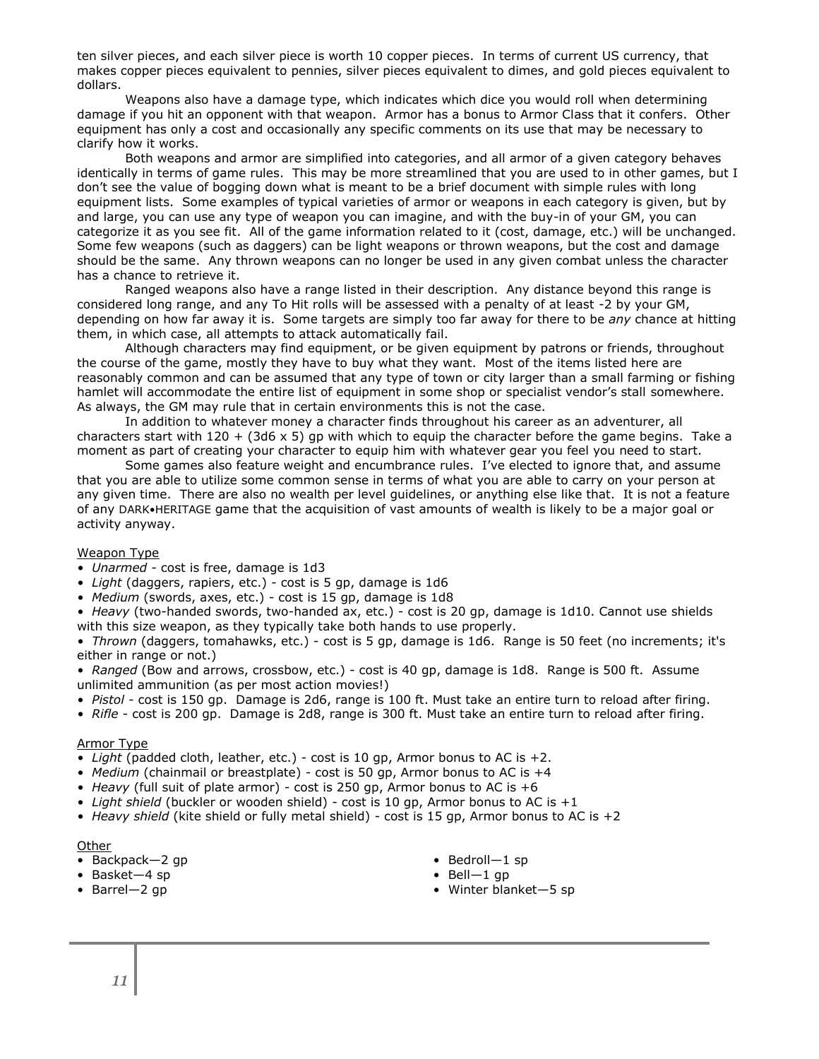ten silver pieces, and each silver piece is worth 10 copper pieces. In terms of current US currency, that makes copper pieces equivalent to pennies, silver pieces equivalent to dimes, and gold pieces equivalent to dollars.

Weapons also have a damage type, which indicates which dice you would roll when determining damage if you hit an opponent with that weapon. Armor has a bonus to Armor Class that it confers. Other equipment has only a cost and occasionally any specific comments on its use that may be necessary to clarify how it works.

Both weapons and armor are simplified into categories, and all armor of a given category behaves identically in terms of game rules. This may be more streamlined that you are used to in other games, but I don't see the value of bogging down what is meant to be a brief document with simple rules with long equipment lists. Some examples of typical varieties of armor or weapons in each category is given, but by and large, you can use any type of weapon you can imagine, and with the buy-in of your GM, you can categorize it as you see fit. All of the game information related to it (cost, damage, etc.) will be unchanged. Some few weapons (such as daggers) can be light weapons or thrown weapons, but the cost and damage should be the same. Any thrown weapons can no longer be used in any given combat unless the character has a chance to retrieve it.

Ranged weapons also have a range listed in their description. Any distance beyond this range is considered long range, and any To Hit rolls will be assessed with a penalty of at least -2 by your GM, depending on how far away it is. Some targets are simply too far away for there to be *any* chance at hitting them, in which case, all attempts to attack automatically fail.

Although characters may find equipment, or be given equipment by patrons or friends, throughout the course of the game, mostly they have to buy what they want. Most of the items listed here are reasonably common and can be assumed that any type of town or city larger than a small farming or fishing hamlet will accommodate the entire list of equipment in some shop or specialist vendor's stall somewhere. As always, the GM may rule that in certain environments this is not the case.

In addition to whatever money a character finds throughout his career as an adventurer, all characters start with 120 + (3d6 x 5) gp with which to equip the character before the game begins. Take a moment as part of creating your character to equip him with whatever gear you feel you need to start.

Some games also feature weight and encumbrance rules. I've elected to ignore that, and assume that you are able to utilize some common sense in terms of what you are able to carry on your person at any given time. There are also no wealth per level guidelines, or anything else like that. It is not a feature of any DARK•HERITAGE game that the acquisition of vast amounts of wealth is likely to be a major goal or activity anyway.

<u>Weapon Type</u>

- *Unarmed* - cost is free, damage is 1d3
- *Light* (daggers, rapiers, etc.) - cost is 5 gp, damage is 1d6
- *Medium* (swords, axes, etc.) - cost is 15 gp, damage is 1d8
- *Heavy* (two-handed swords, two-handed ax, etc.) - cost is 20 gp, damage is 1d10. Cannot use shields with this size weapon, as they typically take both hands to use properly.
- *Thrown* (daggers, tomahawks, etc.) - cost is 5 gp, damage is 1d6. Range is 50 feet (no increments; it's either in range or not.)
- *Ranged* (Bow and arrows, crossbow, etc.) - cost is 40 gp, damage is 1d8. Range is 500 ft. Assume unlimited ammunition (as per most action movies!)
- *Pistol* - cost is 150 gp. Damage is 2d6, range is 100 ft. Must take an entire turn to reload after firing.
- *Rifle* - cost is 200 gp. Damage is 2d8, range is 300 ft. Must take an entire turn to reload after firing.

<u>Armor Type</u>

- *Light* (padded cloth, leather, etc.) - cost is 10 gp, Armor bonus to AC is +2.
- *Medium* (chainmail or breastplate) - cost is 50 gp, Armor bonus to AC is +4
- *Heavy* (full suit of plate armor) - cost is 250 gp, Armor bonus to AC is +6
- *Light shield* (buckler or wooden shield) - cost is 10 gp, Armor bonus to AC is +1
- *Heavy shield* (kite shield or fully metal shield) - cost is 15 gp, Armor bonus to AC is +2

<u>Other</u>

- Backpack—2 gp
- Basket—4 sp
- Barrel—2 gp
- Bedroll—1 sp
- Bell—1 gp
- Winter blanket—5 sp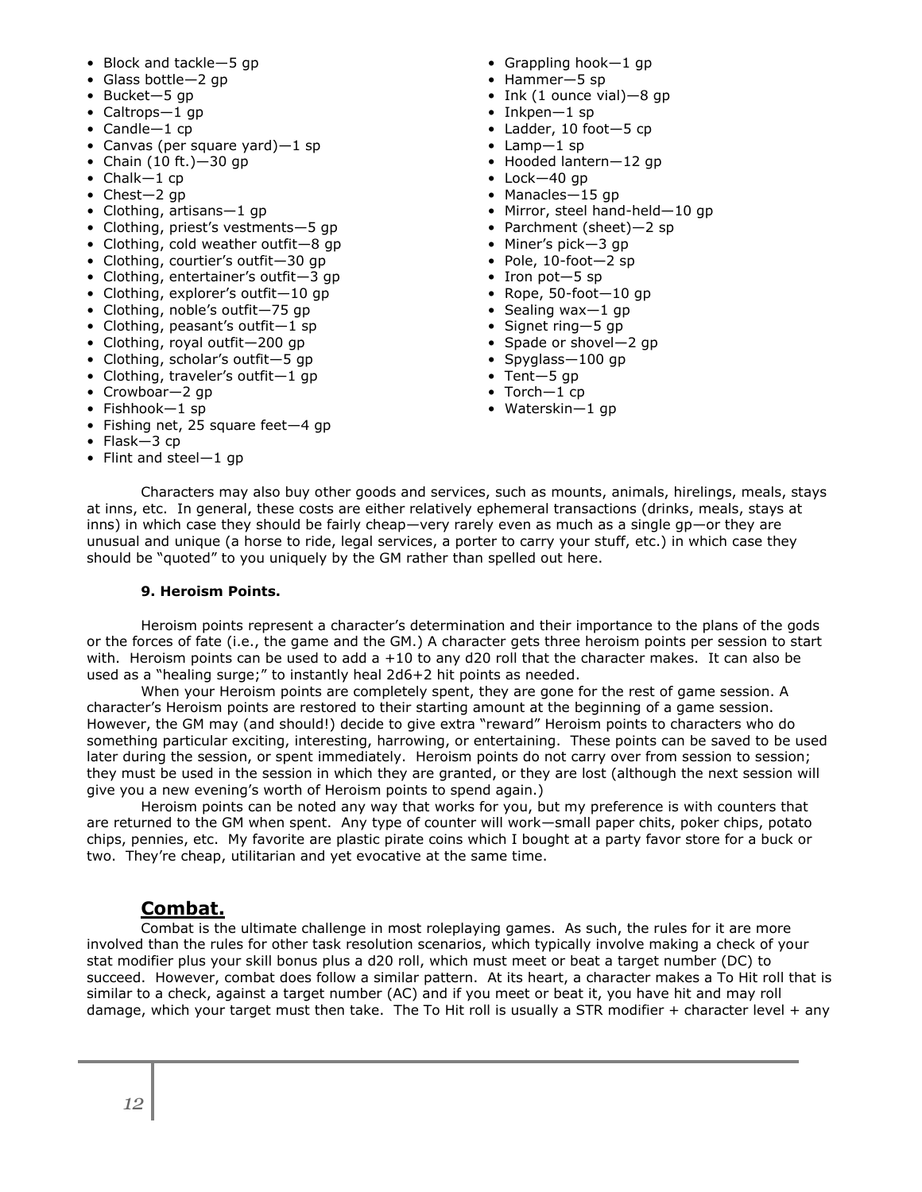- Block and tackle—5 gp
- Glass bottle—2 gp
- Bucket—5 gp
- Caltrops—1 gp
- Candle—1 cp
- Canvas (per square yard)—1 sp
- Chain (10 ft.)—30 gp
- Chalk—1 cp
- Chest—2 gp
- Clothing, artisans—1 gp
- Clothing, priest's vestments—5 gp
- Clothing, cold weather outfit—8 gp
- Clothing, courtier's outfit—30 gp
- Clothing, entertainer's outfit—3 gp
- Clothing, explorer's outfit—10 gp
- Clothing, noble's outfit—75 gp
- Clothing, peasant's outfit—1 sp
- Clothing, royal outfit—200 gp
- Clothing, scholar's outfit—5 gp
- Clothing, traveler's outfit—1 gp
- Crowboar—2 gp
- Fishhook—1 sp
- Fishing net, 25 square feet—4 gp
- Flask—3 cp
- Flint and steel—1 gp
- Grappling hook—1 gp
- Hammer—5 sp
- Ink (1 ounce vial)—8 gp
- Inkpen—1 sp
- Ladder, 10 foot—5 cp
- Lamp—1 sp
- Hooded lantern—12 gp
- Lock—40 gp
- Manacles—15 gp
- Mirror, steel hand-held—10 gp
- Parchment (sheet)—2 sp
- Miner's pick—3 gp
- Pole, 10-foot—2 sp
- Iron pot—5 sp
- Rope, 50-foot—10 gp
- Sealing wax—1 gp
- Signet ring—5 gp
- Spade or shovel—2 gp
- Spyglass—100 gp
- Tent—5 gp
- Torch—1 cp
- Waterskin—1 gp

Characters may also buy other goods and services, such as mounts, animals, hirelings, meals, stays at inns, etc. In general, these costs are either relatively ephemeral transactions (drinks, meals, stays at inns) in which case they should be fairly cheap—very rarely even as much as a single gp—or they are unusual and unique (a horse to ride, legal services, a porter to carry your stuff, etc.) in which case they should be "quoted" to you uniquely by the GM rather than spelled out here.

**9. Heroism Points.**

Heroism points represent a character's determination and their importance to the plans of the gods or the forces of fate (i.e., the game and the GM.) A character gets three heroism points per session to start with. Heroism points can be used to add a +10 to any d20 roll that the character makes. It can also be used as a "healing surge;" to instantly heal 2d6+2 hit points as needed.

When your Heroism points are completely spent, they are gone for the rest of game session. A character's Heroism points are restored to their starting amount at the beginning of a game session. However, the GM may (and should!) decide to give extra "reward" Heroism points to characters who do something particular exciting, interesting, harrowing, or entertaining. These points can be saved to be used later during the session, or spent immediately. Heroism points do not carry over from session to session; they must be used in the session in which they are granted, or they are lost (although the next session will give you a new evening's worth of Heroism points to spend again.)

Heroism points can be noted any way that works for you, but my preference is with counters that are returned to the GM when spent. Any type of counter will work—small paper chits, poker chips, potato chips, pennies, etc. My favorite are plastic pirate coins which I bought at a party favor store for a buck or two. They're cheap, utilitarian and yet evocative at the same time.

## Combat.

Combat is the ultimate challenge in most roleplaying games. As such, the rules for it are more involved than the rules for other task resolution scenarios, which typically involve making a check of your stat modifier plus your skill bonus plus a d20 roll, which must meet or beat a target number (DC) to succeed. However, combat does follow a similar pattern. At its heart, a character makes a To Hit roll that is similar to a check, against a target number (AC) and if you meet or beat it, you have hit and may roll damage, which your target must then take. The To Hit roll is usually a STR modifier + character level + any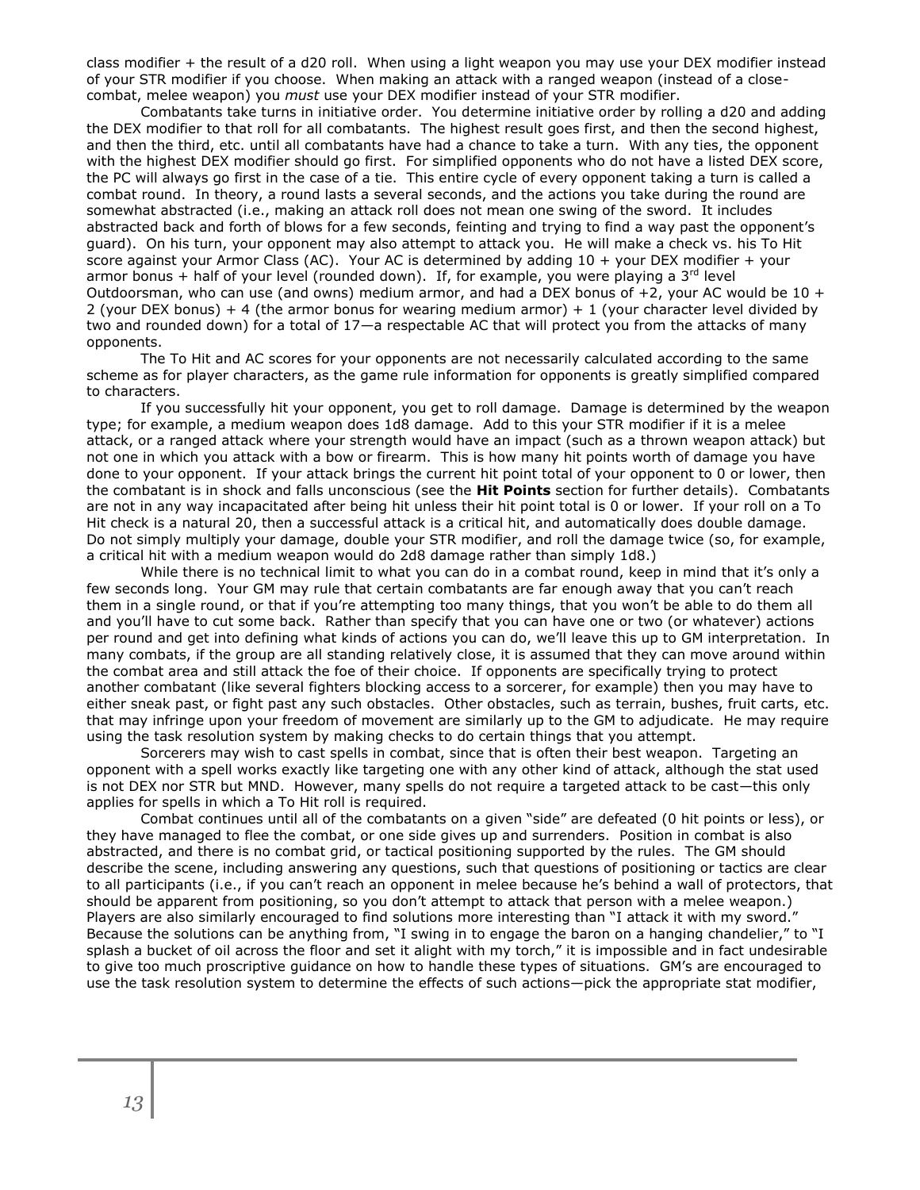class modifier + the result of a d20 roll. When using a light weapon you may use your DEX modifier instead of your STR modifier if you choose. When making an attack with a ranged weapon (instead of a close-combat, melee weapon) you *must* use your DEX modifier instead of your STR modifier.

Combatants take turns in initiative order. You determine initiative order by rolling a d20 and adding the DEX modifier to that roll for all combatants. The highest result goes first, and then the second highest, and then the third, etc. until all combatants have had a chance to take a turn. With any ties, the opponent with the highest DEX modifier should go first. For simplified opponents who do not have a listed DEX score, the PC will always go first in the case of a tie. This entire cycle of every opponent taking a turn is called a combat round. In theory, a round lasts a several seconds, and the actions you take during the round are somewhat abstracted (i.e., making an attack roll does not mean one swing of the sword. It includes abstracted back and forth of blows for a few seconds, feinting and trying to find a way past the opponent's guard). On his turn, your opponent may also attempt to attack you. He will make a check vs. his To Hit score against your Armor Class (AC). Your AC is determined by adding 10 + your DEX modifier + your armor bonus + half of your level (rounded down). If, for example, you were playing a 3rd level Outdoorsman, who can use (and owns) medium armor, and had a DEX bonus of +2, your AC would be 10 + 2 (your DEX bonus) + 4 (the armor bonus for wearing medium armor) + 1 (your character level divided by two and rounded down) for a total of 17—a respectable AC that will protect you from the attacks of many opponents.

The To Hit and AC scores for your opponents are not necessarily calculated according to the same scheme as for player characters, as the game rule information for opponents is greatly simplified compared to characters.

If you successfully hit your opponent, you get to roll damage. Damage is determined by the weapon type; for example, a medium weapon does 1d8 damage. Add to this your STR modifier if it is a melee attack, or a ranged attack where your strength would have an impact (such as a thrown weapon attack) but not one in which you attack with a bow or firearm. This is how many hit points worth of damage you have done to your opponent. If your attack brings the current hit point total of your opponent to 0 or lower, then the combatant is in shock and falls unconscious (see the **Hit Points** section for further details). Combatants are not in any way incapacitated after being hit unless their hit point total is 0 or lower. If your roll on a To Hit check is a natural 20, then a successful attack is a critical hit, and automatically does double damage. Do not simply multiply your damage, double your STR modifier, and roll the damage twice (so, for example, a critical hit with a medium weapon would do 2d8 damage rather than simply 1d8.)

While there is no technical limit to what you can do in a combat round, keep in mind that it's only a few seconds long. Your GM may rule that certain combatants are far enough away that you can't reach them in a single round, or that if you're attempting too many things, that you won't be able to do them all and you'll have to cut some back. Rather than specify that you can have one or two (or whatever) actions per round and get into defining what kinds of actions you can do, we'll leave this up to GM interpretation. In many combats, if the group are all standing relatively close, it is assumed that they can move around within the combat area and still attack the foe of their choice. If opponents are specifically trying to protect another combatant (like several fighters blocking access to a sorcerer, for example) then you may have to either sneak past, or fight past any such obstacles. Other obstacles, such as terrain, bushes, fruit carts, etc. that may infringe upon your freedom of movement are similarly up to the GM to adjudicate. He may require using the task resolution system by making checks to do certain things that you attempt.

Sorcerers may wish to cast spells in combat, since that is often their best weapon. Targeting an opponent with a spell works exactly like targeting one with any other kind of attack, although the stat used is not DEX nor STR but MND. However, many spells do not require a targeted attack to be cast—this only applies for spells in which a To Hit roll is required.

Combat continues until all of the combatants on a given "side" are defeated (0 hit points or less), or they have managed to flee the combat, or one side gives up and surrenders. Position in combat is also abstracted, and there is no combat grid, or tactical positioning supported by the rules. The GM should describe the scene, including answering any questions, such that questions of positioning or tactics are clear to all participants (i.e., if you can't reach an opponent in melee because he's behind a wall of protectors, that should be apparent from positioning, so you don't attempt to attack that person with a melee weapon.) Players are also similarly encouraged to find solutions more interesting than "I attack it with my sword." Because the solutions can be anything from, "I swing in to engage the baron on a hanging chandelier," to "I splash a bucket of oil across the floor and set it alight with my torch," it is impossible and in fact undesirable to give too much proscriptive guidance on how to handle these types of situations. GM's are encouraged to use the task resolution system to determine the effects of such actions—pick the appropriate stat modifier,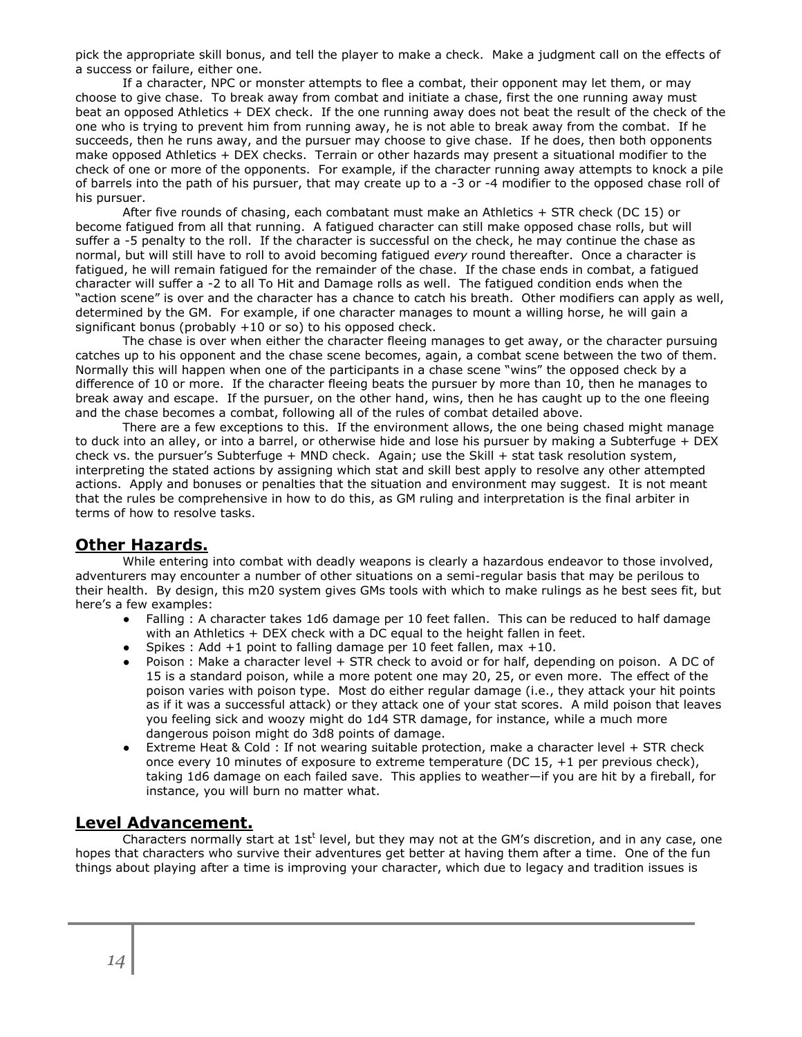pick the appropriate skill bonus, and tell the player to make a check. Make a judgment call on the effects of a success or failure, either one.

If a character, NPC or monster attempts to flee a combat, their opponent may let them, or may choose to give chase. To break away from combat and initiate a chase, first the one running away must beat an opposed Athletics + DEX check. If the one running away does not beat the result of the check of the one who is trying to prevent him from running away, he is not able to break away from the combat. If he succeeds, then he runs away, and the pursuer may choose to give chase. If he does, then both opponents make opposed Athletics + DEX checks. Terrain or other hazards may present a situational modifier to the check of one or more of the opponents. For example, if the character running away attempts to knock a pile of barrels into the path of his pursuer, that may create up to a -3 or -4 modifier to the opposed chase roll of his pursuer.

After five rounds of chasing, each combatant must make an Athletics + STR check (DC 15) or become fatigued from all that running. A fatigued character can still make opposed chase rolls, but will suffer a -5 penalty to the roll. If the character is successful on the check, he may continue the chase as normal, but will still have to roll to avoid becoming fatigued *every* round thereafter. Once a character is fatigued, he will remain fatigued for the remainder of the chase. If the chase ends in combat, a fatigued character will suffer a -2 to all To Hit and Damage rolls as well. The fatigued condition ends when the "action scene" is over and the character has a chance to catch his breath. Other modifiers can apply as well, determined by the GM. For example, if one character manages to mount a willing horse, he will gain a significant bonus (probably +10 or so) to his opposed check.

The chase is over when either the character fleeing manages to get away, or the character pursuing catches up to his opponent and the chase scene becomes, again, a combat scene between the two of them. Normally this will happen when one of the participants in a chase scene "wins" the opposed check by a difference of 10 or more. If the character fleeing beats the pursuer by more than 10, then he manages to break away and escape. If the pursuer, on the other hand, wins, then he has caught up to the one fleeing and the chase becomes a combat, following all of the rules of combat detailed above.

There are a few exceptions to this. If the environment allows, the one being chased might manage to duck into an alley, or into a barrel, or otherwise hide and lose his pursuer by making a Subterfuge + DEX check vs. the pursuer's Subterfuge + MND check. Again; use the Skill + stat task resolution system, interpreting the stated actions by assigning which stat and skill best apply to resolve any other attempted actions. Apply and bonuses or penalties that the situation and environment may suggest. It is not meant that the rules be comprehensive in how to do this, as GM ruling and interpretation is the final arbiter in terms of how to resolve tasks.

## Other Hazards.

While entering into combat with deadly weapons is clearly a hazardous endeavor to those involved, adventurers may encounter a number of other situations on a semi-regular basis that may be perilous to their health. By design, this m20 system gives GMs tools with which to make rulings as he best sees fit, but here's a few examples:

- Falling : A character takes 1d6 damage per 10 feet fallen. This can be reduced to half damage with an Athletics + DEX check with a DC equal to the height fallen in feet.
- Spikes : Add +1 point to falling damage per 10 feet fallen, max +10.
- Poison : Make a character level + STR check to avoid or for half, depending on poison. A DC of 15 is a standard poison, while a more potent one may 20, 25, or even more. The effect of the poison varies with poison type. Most do either regular damage (i.e., they attack your hit points as if it was a successful attack) or they attack one of your stat scores. A mild poison that leaves you feeling sick and woozy might do 1d4 STR damage, for instance, while a much more dangerous poison might do 3d8 points of damage.
- Extreme Heat & Cold : If not wearing suitable protection, make a character level + STR check once every 10 minutes of exposure to extreme temperature (DC 15, +1 per previous check), taking 1d6 damage on each failed save. This applies to weather—if you are hit by a fireball, for instance, you will burn no matter what.

## Level Advancement.

Characters normally start at 1st level, but they may not at the GM's discretion, and in any case, one hopes that characters who survive their adventures get better at having them after a time. One of the fun things about playing after a time is improving your character, which due to legacy and tradition issues is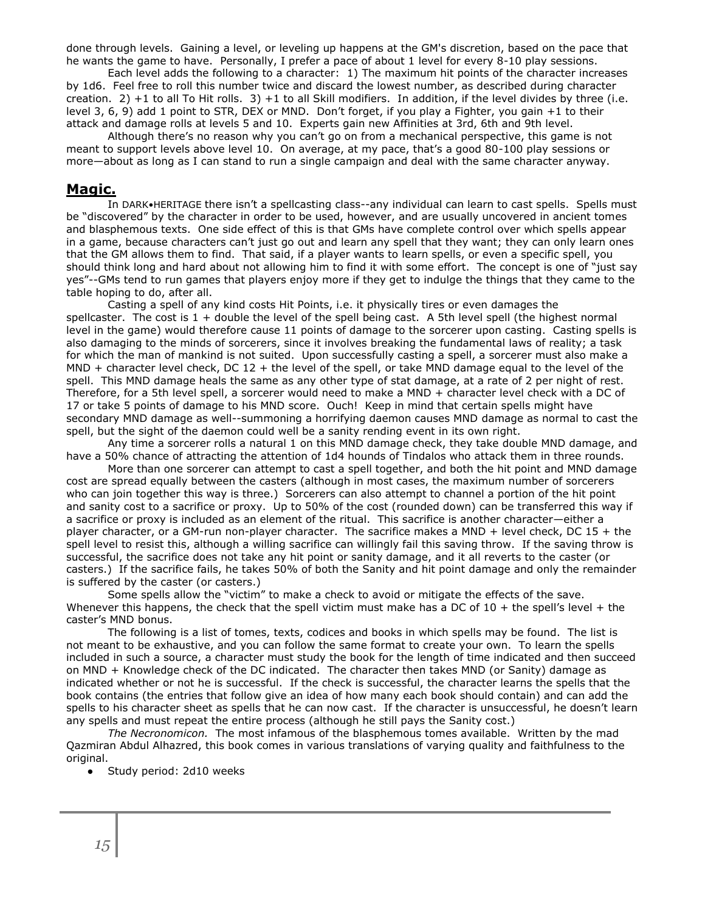done through levels. Gaining a level, or leveling up happens at the GM's discretion, based on the pace that he wants the game to have. Personally, I prefer a pace of about 1 level for every 8-10 play sessions.

Each level adds the following to a character: 1) The maximum hit points of the character increases by 1d6. Feel free to roll this number twice and discard the lowest number, as described during character creation. 2) +1 to all To Hit rolls. 3) +1 to all Skill modifiers. In addition, if the level divides by three (i.e. level 3, 6, 9) add 1 point to STR, DEX or MND. Don't forget, if you play a Fighter, you gain +1 to their attack and damage rolls at levels 5 and 10. Experts gain new Affinities at 3rd, 6th and 9th level.

Although there's no reason why you can't go on from a mechanical perspective, this game is not meant to support levels above level 10. On average, at my pace, that's a good 80-100 play sessions or more—about as long as I can stand to run a single campaign and deal with the same character anyway.

## Magic.

In DARK•HERITAGE there isn't a spellcasting class--any individual can learn to cast spells. Spells must be "discovered" by the character in order to be used, however, and are usually uncovered in ancient tomes and blasphemous texts. One side effect of this is that GMs have complete control over which spells appear in a game, because characters can't just go out and learn any spell that they want; they can only learn ones that the GM allows them to find. That said, if a player wants to learn spells, or even a specific spell, you should think long and hard about not allowing him to find it with some effort. The concept is one of "just say yes"--GMs tend to run games that players enjoy more if they get to indulge the things that they came to the table hoping to do, after all.

Casting a spell of any kind costs Hit Points, i.e. it physically tires or even damages the spellcaster. The cost is 1 + double the level of the spell being cast. A 5th level spell (the highest normal level in the game) would therefore cause 11 points of damage to the sorcerer upon casting. Casting spells is also damaging to the minds of sorcerers, since it involves breaking the fundamental laws of reality; a task for which the man of mankind is not suited. Upon successfully casting a spell, a sorcerer must also make a MND + character level check, DC 12 + the level of the spell, or take MND damage equal to the level of the spell. This MND damage heals the same as any other type of stat damage, at a rate of 2 per night of rest. Therefore, for a 5th level spell, a sorcerer would need to make a MND + character level check with a DC of 17 or take 5 points of damage to his MND score. Ouch! Keep in mind that certain spells might have secondary MND damage as well--summoning a horrifying daemon causes MND damage as normal to cast the spell, but the sight of the daemon could well be a sanity rending event in its own right.

Any time a sorcerer rolls a natural 1 on this MND damage check, they take double MND damage, and have a 50% chance of attracting the attention of 1d4 hounds of Tindalos who attack them in three rounds.

More than one sorcerer can attempt to cast a spell together, and both the hit point and MND damage cost are spread equally between the casters (although in most cases, the maximum number of sorcerers who can join together this way is three.) Sorcerers can also attempt to channel a portion of the hit point and sanity cost to a sacrifice or proxy. Up to 50% of the cost (rounded down) can be transferred this way if a sacrifice or proxy is included as an element of the ritual. This sacrifice is another character—either a player character, or a GM-run non-player character. The sacrifice makes a MND + level check, DC 15 + the spell level to resist this, although a willing sacrifice can willingly fail this saving throw. If the saving throw is successful, the sacrifice does not take any hit point or sanity damage, and it all reverts to the caster (or casters.) If the sacrifice fails, he takes 50% of both the Sanity and hit point damage and only the remainder is suffered by the caster (or casters.)

Some spells allow the "victim" to make a check to avoid or mitigate the effects of the save. Whenever this happens, the check that the spell victim must make has a DC of 10 + the spell's level + the caster's MND bonus.

The following is a list of tomes, texts, codices and books in which spells may be found. The list is not meant to be exhaustive, and you can follow the same format to create your own. To learn the spells included in such a source, a character must study the book for the length of time indicated and then succeed on MND + Knowledge check of the DC indicated. The character then takes MND (or Sanity) damage as indicated whether or not he is successful. If the check is successful, the character learns the spells that the book contains (the entries that follow give an idea of how many each book should contain) and can add the spells to his character sheet as spells that he can now cast. If the character is unsuccessful, he doesn't learn any spells and must repeat the entire process (although he still pays the Sanity cost.)

*The Necronomicon.* The most infamous of the blasphemous tomes available. Written by the mad Qazmiran Abdul Alhazred, this book comes in various translations of varying quality and faithfulness to the original.

- Study period: 2d10 weeks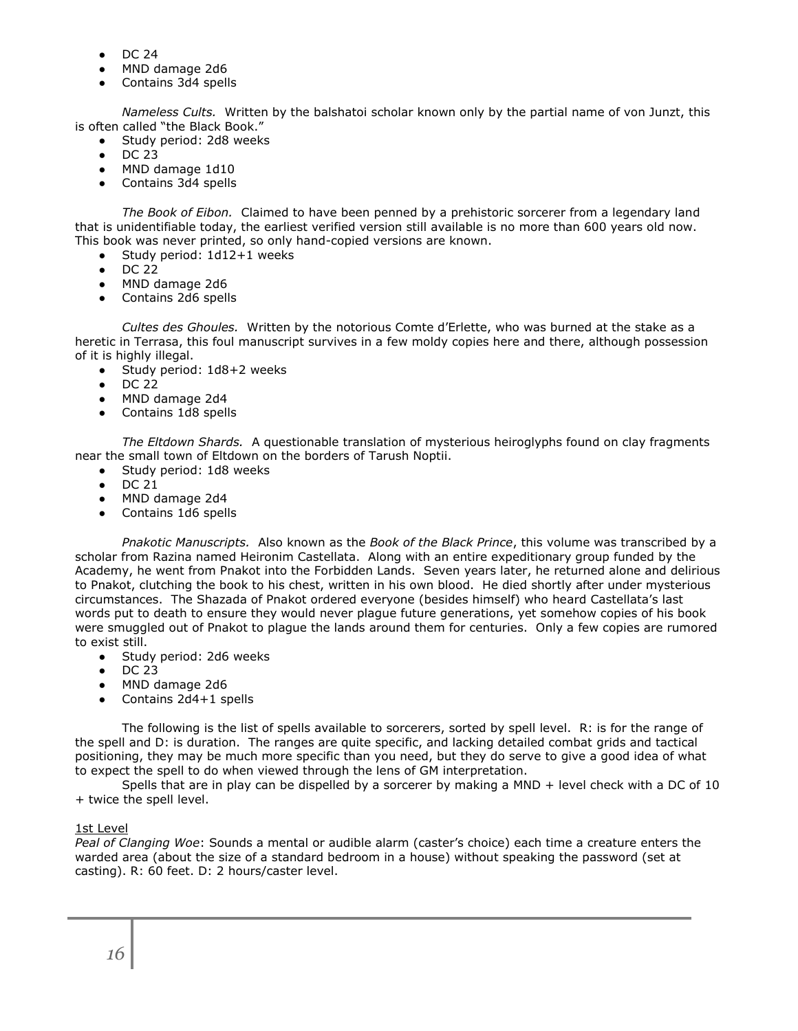- DC 24
- MND damage 2d6
- Contains 3d4 spells

*Nameless Cults.* Written by the balshatoi scholar known only by the partial name of von Junzt, this is often called "the Black Book."

- Study period: 2d8 weeks
- DC 23
- MND damage 1d10
- Contains 3d4 spells

*The Book of Eibon.* Claimed to have been penned by a prehistoric sorcerer from a legendary land that is unidentifiable today, the earliest verified version still available is no more than 600 years old now. This book was never printed, so only hand-copied versions are known.

- Study period: 1d12+1 weeks
- DC 22
- MND damage 2d6
- Contains 2d6 spells

*Cultes des Ghoules.* Written by the notorious Comte d'Erlette, who was burned at the stake as a heretic in Terrasa, this foul manuscript survives in a few moldy copies here and there, although possession of it is highly illegal.

- Study period: 1d8+2 weeks
- DC 22
- MND damage 2d4
- Contains 1d8 spells

*The Eltdown Shards.* A questionable translation of mysterious heiroglyphs found on clay fragments near the small town of Eltdown on the borders of Tarush Noptii.

- Study period: 1d8 weeks
- DC 21
- MND damage 2d4
- Contains 1d6 spells

*Pnakotic Manuscripts.* Also known as the *Book of the Black Prince*, this volume was transcribed by a scholar from Razina named Heironim Castellata. Along with an entire expeditionary group funded by the Academy, he went from Pnakot into the Forbidden Lands. Seven years later, he returned alone and delirious to Pnakot, clutching the book to his chest, written in his own blood. He died shortly after under mysterious circumstances. The Shazada of Pnakot ordered everyone (besides himself) who heard Castellata's last words put to death to ensure they would never plague future generations, yet somehow copies of his book were smuggled out of Pnakot to plague the lands around them for centuries. Only a few copies are rumored to exist still.

- Study period: 2d6 weeks
- DC 23
- MND damage 2d6
- Contains 2d4+1 spells

The following is the list of spells available to sorcerers, sorted by spell level. R: is for the range of the spell and D: is duration. The ranges are quite specific, and lacking detailed combat grids and tactical positioning, they may be much more specific than you need, but they do serve to give a good idea of what to expect the spell to do when viewed through the lens of GM interpretation.

Spells that are in play can be dispelled by a sorcerer by making a MND + level check with a DC of 10 + twice the spell level.

<u>1st Level</u>

*Peal of Clanging Woe*: Sounds a mental or audible alarm (caster's choice) each time a creature enters the warded area (about the size of a standard bedroom in a house) without speaking the password (set at casting). R: 60 feet. D: 2 hours/caster level.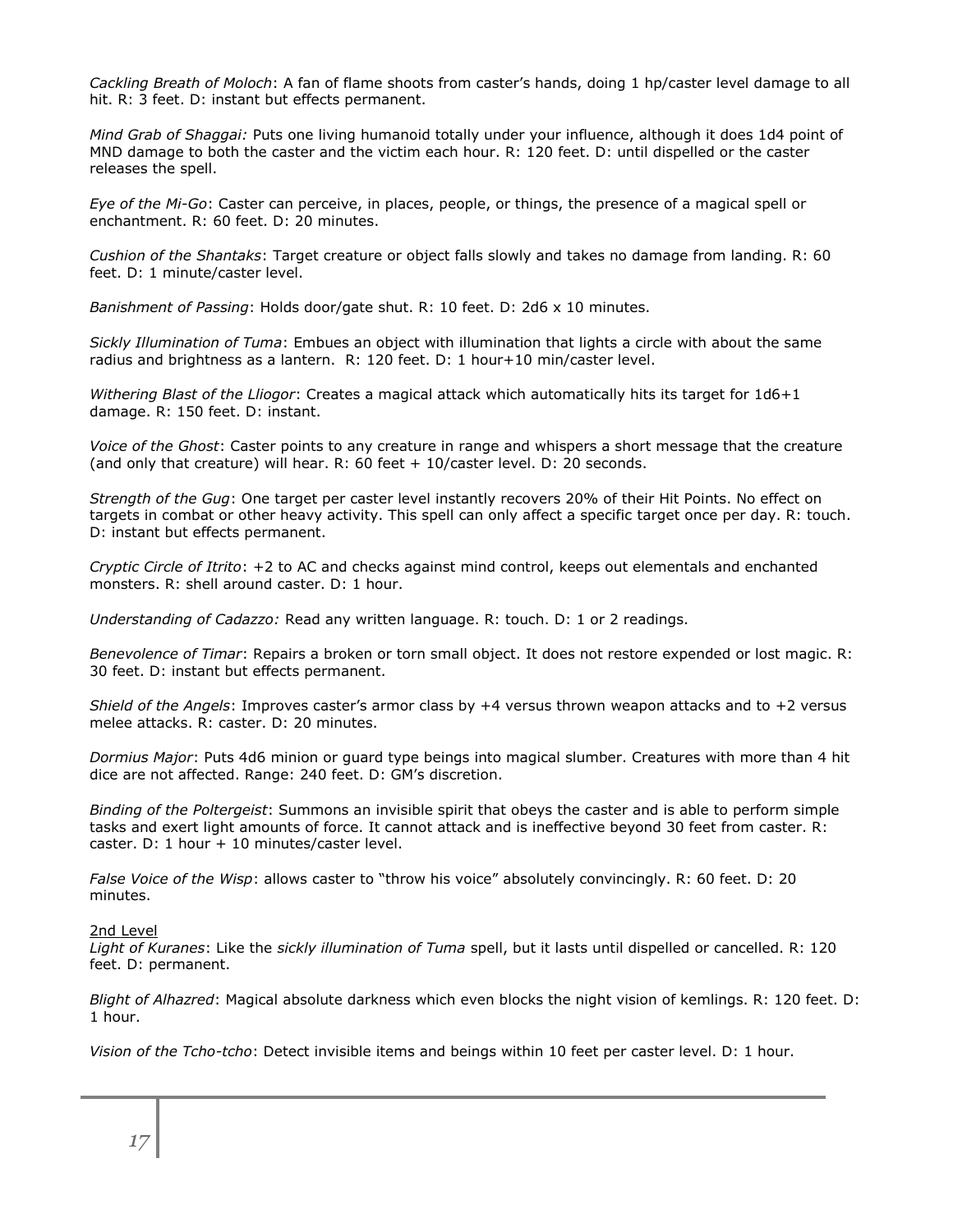*Cackling Breath of Moloch*: A fan of flame shoots from caster's hands, doing 1 hp/caster level damage to all hit. R: 3 feet. D: instant but effects permanent.

*Mind Grab of Shaggai:* Puts one living humanoid totally under your influence, although it does 1d4 point of MND damage to both the caster and the victim each hour. R: 120 feet. D: until dispelled or the caster releases the spell.

*Eye of the Mi-Go*: Caster can perceive, in places, people, or things, the presence of a magical spell or enchantment. R: 60 feet. D: 20 minutes.

*Cushion of the Shantaks*: Target creature or object falls slowly and takes no damage from landing. R: 60 feet. D: 1 minute/caster level.

*Banishment of Passing*: Holds door/gate shut. R: 10 feet. D: 2d6 x 10 minutes.

*Sickly Illumination of Tuma*: Embues an object with illumination that lights a circle with about the same radius and brightness as a lantern. R: 120 feet. D: 1 hour+10 min/caster level.

*Withering Blast of the Lliogor*: Creates a magical attack which automatically hits its target for 1d6+1 damage. R: 150 feet. D: instant.

*Voice of the Ghost*: Caster points to any creature in range and whispers a short message that the creature (and only that creature) will hear. R: 60 feet + 10/caster level. D: 20 seconds.

*Strength of the Gug*: One target per caster level instantly recovers 20% of their Hit Points. No effect on targets in combat or other heavy activity. This spell can only affect a specific target once per day. R: touch. D: instant but effects permanent.

*Cryptic Circle of Itrito*: +2 to AC and checks against mind control, keeps out elementals and enchanted monsters. R: shell around caster. D: 1 hour.

*Understanding of Cadazzo:* Read any written language. R: touch. D: 1 or 2 readings.

*Benevolence of Timar*: Repairs a broken or torn small object. It does not restore expended or lost magic. R: 30 feet. D: instant but effects permanent.

*Shield of the Angels*: Improves caster's armor class by +4 versus thrown weapon attacks and to +2 versus melee attacks. R: caster. D: 20 minutes.

*Dormius Major*: Puts 4d6 minion or guard type beings into magical slumber. Creatures with more than 4 hit dice are not affected. Range: 240 feet. D: GM's discretion.

*Binding of the Poltergeist*: Summons an invisible spirit that obeys the caster and is able to perform simple tasks and exert light amounts of force. It cannot attack and is ineffective beyond 30 feet from caster. R: caster. D: 1 hour + 10 minutes/caster level.

*False Voice of the Wisp*: allows caster to "throw his voice" absolutely convincingly. R: 60 feet. D: 20 minutes.

2nd Level

*Light of Kuranes*: Like the *sickly illumination of Tuma* spell, but it lasts until dispelled or cancelled. R: 120 feet. D: permanent.

*Blight of Alhazred*: Magical absolute darkness which even blocks the night vision of kemlings. R: 120 feet. D: 1 hour.

*Vision of the Tcho-tcho*: Detect invisible items and beings within 10 feet per caster level. D: 1 hour.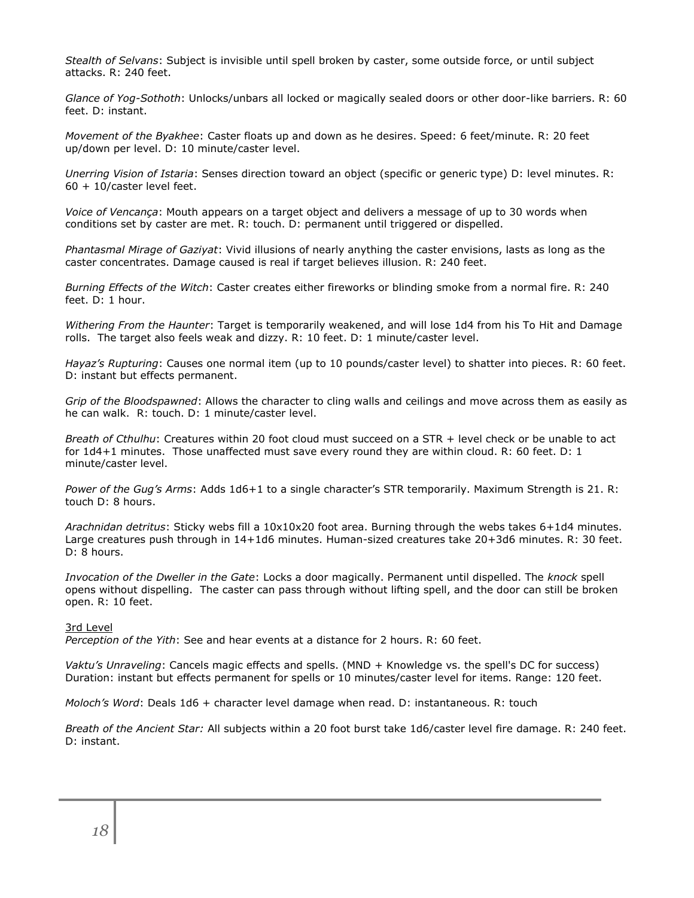*Stealth of Selvans*: Subject is invisible until spell broken by caster, some outside force, or until subject attacks. R: 240 feet.

*Glance of Yog-Sothoth*: Unlocks/unbars all locked or magically sealed doors or other door-like barriers. R: 60 feet. D: instant.

*Movement of the Byakhee*: Caster floats up and down as he desires. Speed: 6 feet/minute. R: 20 feet up/down per level. D: 10 minute/caster level.

*Unerring Vision of Istaria*: Senses direction toward an object (specific or generic type) D: level minutes. R: 60 + 10/caster level feet.

*Voice of Vencança*: Mouth appears on a target object and delivers a message of up to 30 words when conditions set by caster are met. R: touch. D: permanent until triggered or dispelled.

*Phantasmal Mirage of Gaziyat*: Vivid illusions of nearly anything the caster envisions, lasts as long as the caster concentrates. Damage caused is real if target believes illusion. R: 240 feet.

*Burning Effects of the Witch*: Caster creates either fireworks or blinding smoke from a normal fire. R: 240 feet. D: 1 hour.

*Withering From the Haunter*: Target is temporarily weakened, and will lose 1d4 from his To Hit and Damage rolls. The target also feels weak and dizzy. R: 10 feet. D: 1 minute/caster level.

*Hayaz's Rupturing*: Causes one normal item (up to 10 pounds/caster level) to shatter into pieces. R: 60 feet. D: instant but effects permanent.

*Grip of the Bloodspawned*: Allows the character to cling walls and ceilings and move across them as easily as he can walk. R: touch. D: 1 minute/caster level.

*Breath of Cthulhu*: Creatures within 20 foot cloud must succeed on a STR + level check or be unable to act for 1d4+1 minutes. Those unaffected must save every round they are within cloud. R: 60 feet. D: 1 minute/caster level.

*Power of the Gug's Arms*: Adds 1d6+1 to a single character's STR temporarily. Maximum Strength is 21. R: touch D: 8 hours.

*Arachnidan detritus*: Sticky webs fill a 10x10x20 foot area. Burning through the webs takes 6+1d4 minutes. Large creatures push through in 14+1d6 minutes. Human-sized creatures take 20+3d6 minutes. R: 30 feet. D: 8 hours.

*Invocation of the Dweller in the Gate*: Locks a door magically. Permanent until dispelled. The *knock* spell opens without dispelling. The caster can pass through without lifting spell, and the door can still be broken open. R: 10 feet.

### 3rd Level

*Perception of the Yith*: See and hear events at a distance for 2 hours. R: 60 feet.

*Vaktu's Unraveling*: Cancels magic effects and spells. (MND + Knowledge vs. the spell's DC for success) Duration: instant but effects permanent for spells or 10 minutes/caster level for items. Range: 120 feet.

*Moloch's Word*: Deals 1d6 + character level damage when read. D: instantaneous. R: touch

*Breath of the Ancient Star:* All subjects within a 20 foot burst take 1d6/caster level fire damage. R: 240 feet. D: instant.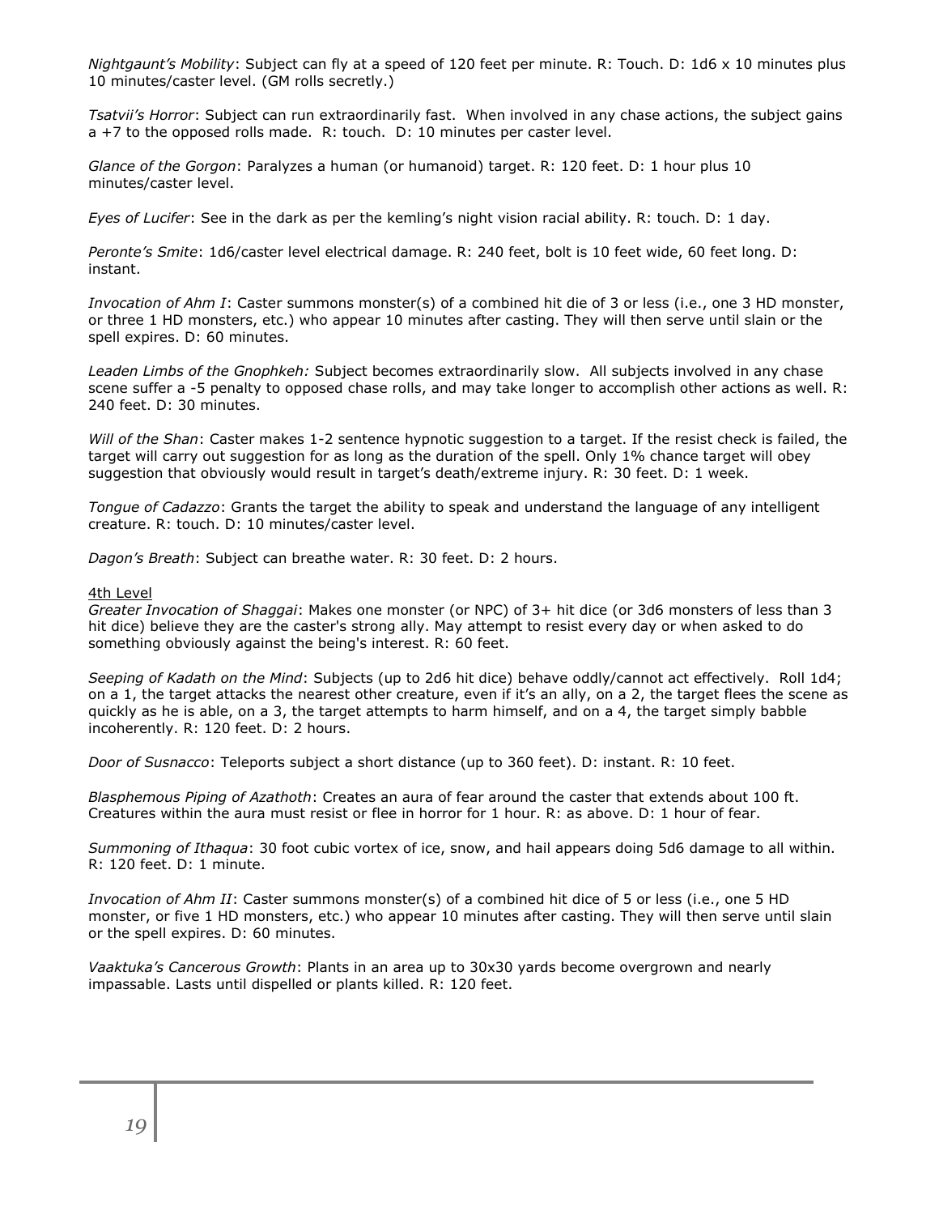*Nightgaunt's Mobility*: Subject can fly at a speed of 120 feet per minute. R: Touch. D: 1d6 x 10 minutes plus 10 minutes/caster level. (GM rolls secretly.)

*Tsatvii's Horror*: Subject can run extraordinarily fast. When involved in any chase actions, the subject gains a +7 to the opposed rolls made. R: touch. D: 10 minutes per caster level.

*Glance of the Gorgon*: Paralyzes a human (or humanoid) target. R: 120 feet. D: 1 hour plus 10 minutes/caster level.

*Eyes of Lucifer*: See in the dark as per the kemling's night vision racial ability. R: touch. D: 1 day.

*Peronte's Smite*: 1d6/caster level electrical damage. R: 240 feet, bolt is 10 feet wide, 60 feet long. D: instant.

*Invocation of Ahm I*: Caster summons monster(s) of a combined hit die of 3 or less (i.e., one 3 HD monster, or three 1 HD monsters, etc.) who appear 10 minutes after casting. They will then serve until slain or the spell expires. D: 60 minutes.

*Leaden Limbs of the Gnophkeh:* Subject becomes extraordinarily slow. All subjects involved in any chase scene suffer a -5 penalty to opposed chase rolls, and may take longer to accomplish other actions as well. R: 240 feet. D: 30 minutes.

*Will of the Shan*: Caster makes 1-2 sentence hypnotic suggestion to a target. If the resist check is failed, the target will carry out suggestion for as long as the duration of the spell. Only 1% chance target will obey suggestion that obviously would result in target's death/extreme injury. R: 30 feet. D: 1 week.

*Tongue of Cadazzo*: Grants the target the ability to speak and understand the language of any intelligent creature. R: touch. D: 10 minutes/caster level.

*Dagon's Breath*: Subject can breathe water. R: 30 feet. D: 2 hours.

4th Level

*Greater Invocation of Shaggai*: Makes one monster (or NPC) of 3+ hit dice (or 3d6 monsters of less than 3 hit dice) believe they are the caster's strong ally. May attempt to resist every day or when asked to do something obviously against the being's interest. R: 60 feet.

*Seeping of Kadath on the Mind*: Subjects (up to 2d6 hit dice) behave oddly/cannot act effectively. Roll 1d4; on a 1, the target attacks the nearest other creature, even if it's an ally, on a 2, the target flees the scene as quickly as he is able, on a 3, the target attempts to harm himself, and on a 4, the target simply babble incoherently. R: 120 feet. D: 2 hours.

*Door of Susnacco*: Teleports subject a short distance (up to 360 feet). D: instant. R: 10 feet.

*Blasphemous Piping of Azathoth*: Creates an aura of fear around the caster that extends about 100 ft. Creatures within the aura must resist or flee in horror for 1 hour. R: as above. D: 1 hour of fear.

*Summoning of Ithaqua*: 30 foot cubic vortex of ice, snow, and hail appears doing 5d6 damage to all within. R: 120 feet. D: 1 minute.

*Invocation of Ahm II*: Caster summons monster(s) of a combined hit dice of 5 or less (i.e., one 5 HD monster, or five 1 HD monsters, etc.) who appear 10 minutes after casting. They will then serve until slain or the spell expires. D: 60 minutes.

*Vaaktuka's Cancerous Growth*: Plants in an area up to 30x30 yards become overgrown and nearly impassable. Lasts until dispelled or plants killed. R: 120 feet.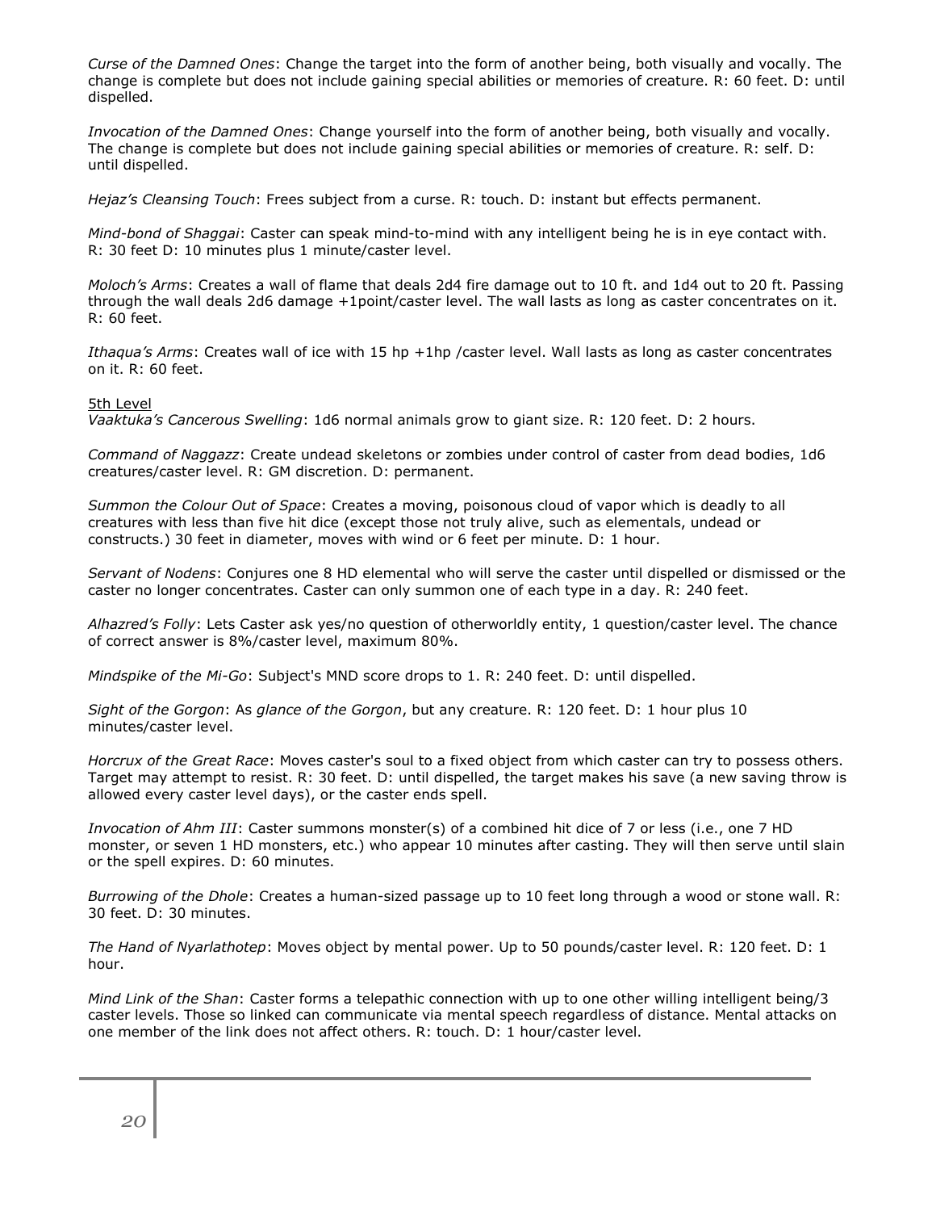*Curse of the Damned Ones*: Change the target into the form of another being, both visually and vocally. The change is complete but does not include gaining special abilities or memories of creature. R: 60 feet. D: until dispelled.

*Invocation of the Damned Ones*: Change yourself into the form of another being, both visually and vocally. The change is complete but does not include gaining special abilities or memories of creature. R: self. D: until dispelled.

*Hejaz's Cleansing Touch*: Frees subject from a curse. R: touch. D: instant but effects permanent.

*Mind-bond of Shaggai*: Caster can speak mind-to-mind with any intelligent being he is in eye contact with. R: 30 feet D: 10 minutes plus 1 minute/caster level.

*Moloch's Arms*: Creates a wall of flame that deals 2d4 fire damage out to 10 ft. and 1d4 out to 20 ft. Passing through the wall deals 2d6 damage +1point/caster level. The wall lasts as long as caster concentrates on it. R: 60 feet.

*Ithaqua's Arms*: Creates wall of ice with 15 hp +1hp /caster level. Wall lasts as long as caster concentrates on it. R: 60 feet.

5th Level

*Vaaktuka's Cancerous Swelling*: 1d6 normal animals grow to giant size. R: 120 feet. D: 2 hours.

*Command of Naggazz*: Create undead skeletons or zombies under control of caster from dead bodies, 1d6 creatures/caster level. R: GM discretion. D: permanent.

*Summon the Colour Out of Space*: Creates a moving, poisonous cloud of vapor which is deadly to all creatures with less than five hit dice (except those not truly alive, such as elementals, undead or constructs.) 30 feet in diameter, moves with wind or 6 feet per minute. D: 1 hour.

*Servant of Nodens*: Conjures one 8 HD elemental who will serve the caster until dispelled or dismissed or the caster no longer concentrates. Caster can only summon one of each type in a day. R: 240 feet.

*Alhazred's Folly*: Lets Caster ask yes/no question of otherworldly entity, 1 question/caster level. The chance of correct answer is 8%/caster level, maximum 80%.

*Mindspike of the Mi-Go*: Subject's MND score drops to 1. R: 240 feet. D: until dispelled.

*Sight of the Gorgon*: As *glance of the Gorgon*, but any creature. R: 120 feet. D: 1 hour plus 10 minutes/caster level.

*Horcrux of the Great Race*: Moves caster's soul to a fixed object from which caster can try to possess others. Target may attempt to resist. R: 30 feet. D: until dispelled, the target makes his save (a new saving throw is allowed every caster level days), or the caster ends spell.

*Invocation of Ahm III*: Caster summons monster(s) of a combined hit dice of 7 or less (i.e., one 7 HD monster, or seven 1 HD monsters, etc.) who appear 10 minutes after casting. They will then serve until slain or the spell expires. D: 60 minutes.

*Burrowing of the Dhole*: Creates a human-sized passage up to 10 feet long through a wood or stone wall. R: 30 feet. D: 30 minutes.

*The Hand of Nyarlathotep*: Moves object by mental power. Up to 50 pounds/caster level. R: 120 feet. D: 1 hour.

*Mind Link of the Shan*: Caster forms a telepathic connection with up to one other willing intelligent being/3 caster levels. Those so linked can communicate via mental speech regardless of distance. Mental attacks on one member of the link does not affect others. R: touch. D: 1 hour/caster level.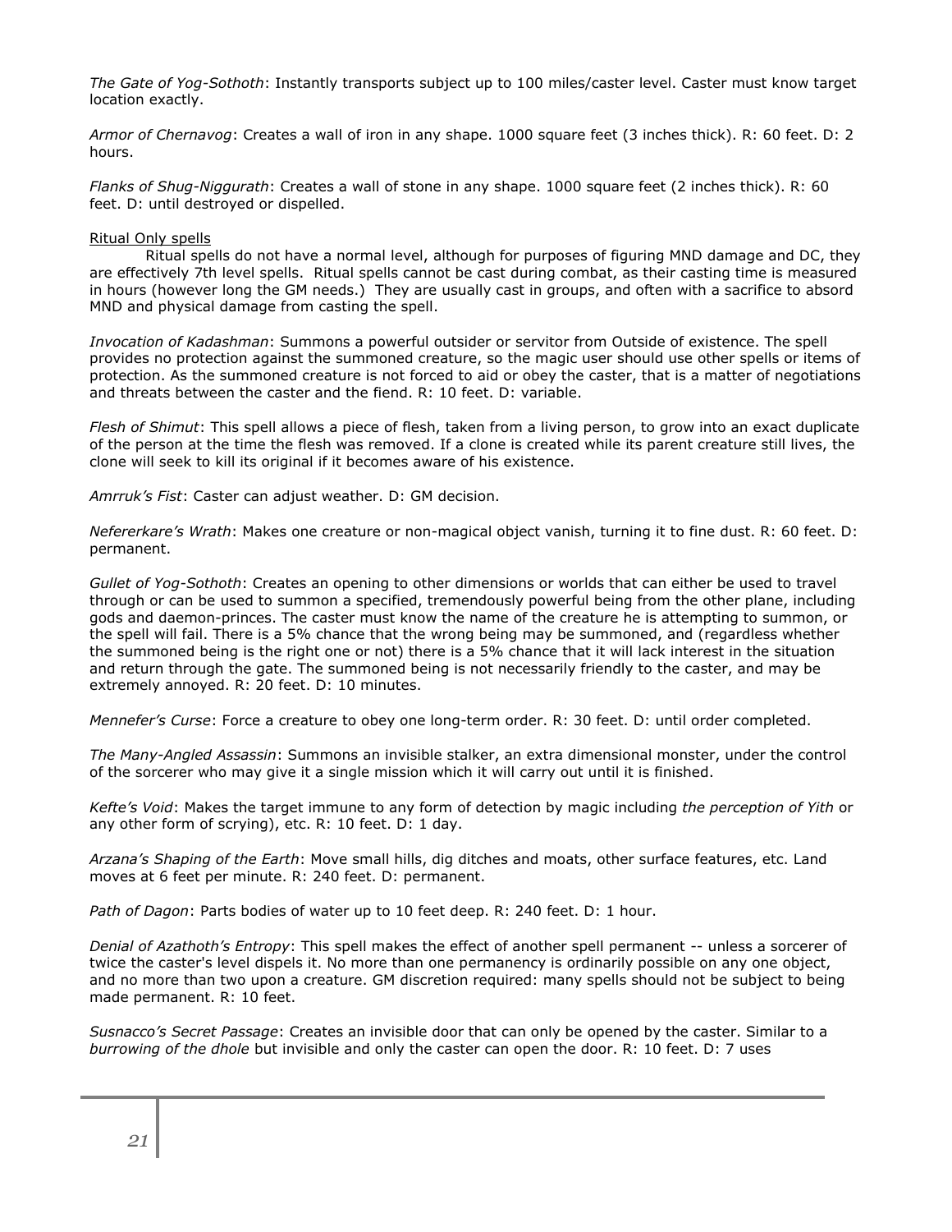*The Gate of Yog-Sothoth*: Instantly transports subject up to 100 miles/caster level. Caster must know target location exactly.

*Armor of Chernavog*: Creates a wall of iron in any shape. 1000 square feet (3 inches thick). R: 60 feet. D: 2 hours.

*Flanks of Shug-Niggurath*: Creates a wall of stone in any shape. 1000 square feet (2 inches thick). R: 60 feet. D: until destroyed or dispelled.

<u>Ritual Only spells</u>

Ritual spells do not have a normal level, although for purposes of figuring MND damage and DC, they are effectively 7th level spells. Ritual spells cannot be cast during combat, as their casting time is measured in hours (however long the GM needs.) They are usually cast in groups, and often with a sacrifice to absorb MND and physical damage from casting the spell.

*Invocation of Kadashman*: Summons a powerful outsider or servitor from Outside of existence. The spell provides no protection against the summoned creature, so the magic user should use other spells or items of protection. As the summoned creature is not forced to aid or obey the caster, that is a matter of negotiations and threats between the caster and the fiend. R: 10 feet. D: variable.

*Flesh of Shimut*: This spell allows a piece of flesh, taken from a living person, to grow into an exact duplicate of the person at the time the flesh was removed. If a clone is created while its parent creature still lives, the clone will seek to kill its original if it becomes aware of his existence.

*Amrruk's Fist*: Caster can adjust weather. D: GM decision.

*Nefererkare's Wrath*: Makes one creature or non-magical object vanish, turning it to fine dust. R: 60 feet. D: permanent.

*Gullet of Yog-Sothoth*: Creates an opening to other dimensions or worlds that can either be used to travel through or can be used to summon a specified, tremendously powerful being from the other plane, including gods and daemon-princes. The caster must know the name of the creature he is attempting to summon, or the spell will fail. There is a 5% chance that the wrong being may be summoned, and (regardless whether the summoned being is the right one or not) there is a 5% chance that it will lack interest in the situation and return through the gate. The summoned being is not necessarily friendly to the caster, and may be extremely annoyed. R: 20 feet. D: 10 minutes.

*Mennefer's Curse*: Force a creature to obey one long-term order. R: 30 feet. D: until order completed.

*The Many-Angled Assassin*: Summons an invisible stalker, an extra dimensional monster, under the control of the sorcerer who may give it a single mission which it will carry out until it is finished.

*Kefte's Void*: Makes the target immune to any form of detection by magic including *the perception of Yith* or any other form of scrying), etc. R: 10 feet. D: 1 day.

*Arzana's Shaping of the Earth*: Move small hills, dig ditches and moats, other surface features, etc. Land moves at 6 feet per minute. R: 240 feet. D: permanent.

*Path of Dagon*: Parts bodies of water up to 10 feet deep. R: 240 feet. D: 1 hour.

*Denial of Azathoth's Entropy*: This spell makes the effect of another spell permanent -- unless a sorcerer of twice the caster's level dispels it. No more than one permanency is ordinarily possible on any one object, and no more than two upon a creature. GM discretion required: many spells should not be subject to being made permanent. R: 10 feet.

*Susnacco's Secret Passage*: Creates an invisible door that can only be opened by the caster. Similar to a *burrowing of the dhole* but invisible and only the caster can open the door. R: 10 feet. D: 7 uses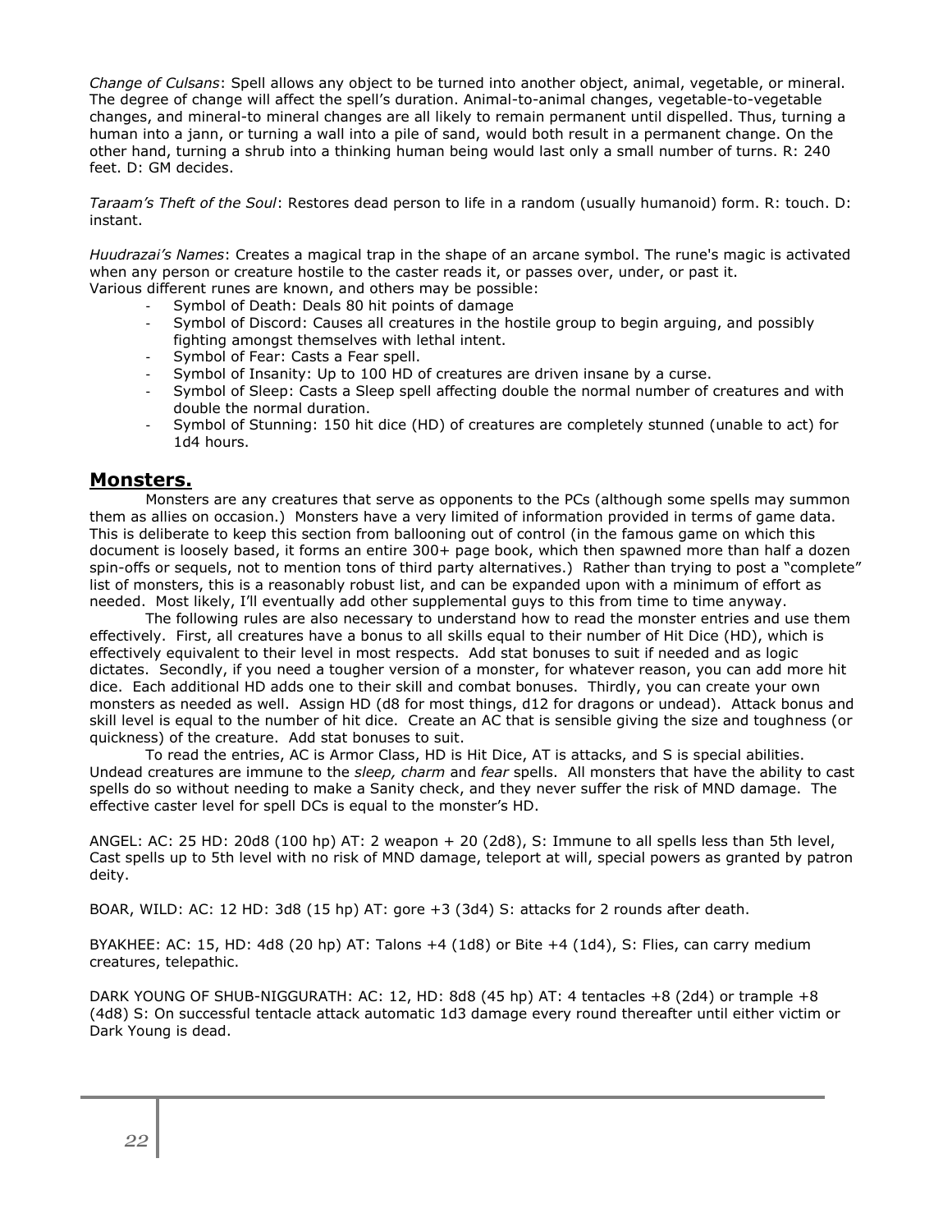*Change of Culsans*: Spell allows any object to be turned into another object, animal, vegetable, or mineral. The degree of change will affect the spell's duration. Animal-to-animal changes, vegetable-to-vegetable changes, and mineral-to mineral changes are all likely to remain permanent until dispelled. Thus, turning a human into a jann, or turning a wall into a pile of sand, would both result in a permanent change. On the other hand, turning a shrub into a thinking human being would last only a small number of turns. R: 240 feet. D: GM decides.

*Taraam's Theft of the Soul*: Restores dead person to life in a random (usually humanoid) form. R: touch. D: instant.

*Huudrazai's Names*: Creates a magical trap in the shape of an arcane symbol. The rune's magic is activated when any person or creature hostile to the caster reads it, or passes over, under, or past it.
Various different runes are known, and others may be possible:

- Symbol of Death: Deals 80 hit points of damage
- Symbol of Discord: Causes all creatures in the hostile group to begin arguing, and possibly fighting amongst themselves with lethal intent.
- Symbol of Fear: Casts a Fear spell.
- Symbol of Insanity: Up to 100 HD of creatures are driven insane by a curse.
- Symbol of Sleep: Casts a Sleep spell affecting double the normal number of creatures and with double the normal duration.
- Symbol of Stunning: 150 hit dice (HD) of creatures are completely stunned (unable to act) for 1d4 hours.

## Monsters.

Monsters are any creatures that serve as opponents to the PCs (although some spells may summon them as allies on occasion.) Monsters have a very limited of information provided in terms of game data. This is deliberate to keep this section from ballooning out of control (in the famous game on which this document is loosely based, it forms an entire 300+ page book, which then spawned more than half a dozen spin-offs or sequels, not to mention tons of third party alternatives.) Rather than trying to post a "complete" list of monsters, this is a reasonably robust list, and can be expanded upon with a minimum of effort as needed. Most likely, I'll eventually add other supplemental guys to this from time to time anyway.

The following rules are also necessary to understand how to read the monster entries and use them effectively. First, all creatures have a bonus to all skills equal to their number of Hit Dice (HD), which is effectively equivalent to their level in most respects. Add stat bonuses to suit if needed and as logic dictates. Secondly, if you need a tougher version of a monster, for whatever reason, you can add more hit dice. Each additional HD adds one to their skill and combat bonuses. Thirdly, you can create your own monsters as needed as well. Assign HD (d8 for most things, d12 for dragons or undead). Attack bonus and skill level is equal to the number of hit dice. Create an AC that is sensible giving the size and toughness (or quickness) of the creature. Add stat bonuses to suit.

To read the entries, AC is Armor Class, HD is Hit Dice, AT is attacks, and S is special abilities. Undead creatures are immune to the *sleep, charm* and *fear* spells. All monsters that have the ability to cast spells do so without needing to make a Sanity check, and they never suffer the risk of MND damage. The effective caster level for spell DCs is equal to the monster's HD.

ANGEL: AC: 25 HD: 20d8 (100 hp) AT: 2 weapon + 20 (2d8), S: Immune to all spells less than 5th level, Cast spells up to 5th level with no risk of MND damage, teleport at will, special powers as granted by patron deity.

BOAR, WILD: AC: 12 HD: 3d8 (15 hp) AT: gore +3 (3d4) S: attacks for 2 rounds after death.

BYAKHEE: AC: 15, HD: 4d8 (20 hp) AT: Talons +4 (1d8) or Bite +4 (1d4), S: Flies, can carry medium creatures, telepathic.

DARK YOUNG OF SHUB-NIGGURATH: AC: 12, HD: 8d8 (45 hp) AT: 4 tentacles +8 (2d4) or trample +8 (4d8) S: On successful tentacle attack automatic 1d3 damage every round thereafter until either victim or Dark Young is dead.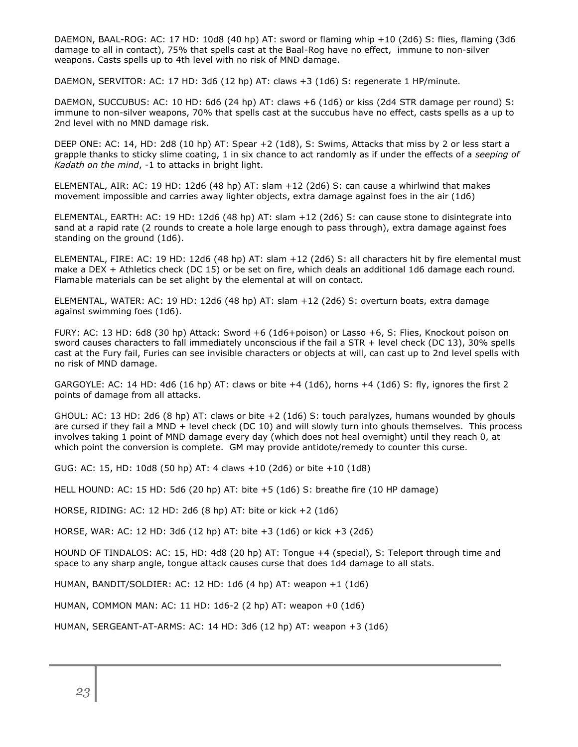DAEMON, BAAL-ROG: AC: 17 HD: 10d8 (40 hp) AT: sword or flaming whip +10 (2d6) S: flies, flaming (3d6 damage to all in contact), 75% that spells cast at the Baal-Rog have no effect, immune to non-silver weapons. Casts spells up to 4th level with no risk of MND damage.

DAEMON, SERVITOR: AC: 17 HD: 3d6 (12 hp) AT: claws +3 (1d6) S: regenerate 1 HP/minute.

DAEMON, SUCCUBUS: AC: 10 HD: 6d6 (24 hp) AT: claws +6 (1d6) or kiss (2d4 STR damage per round) S: immune to non-silver weapons, 70% that spells cast at the succubus have no effect, casts spells as a up to 2nd level with no MND damage risk.

DEEP ONE: AC: 14, HD: 2d8 (10 hp) AT: Spear +2 (1d8), S: Swims, Attacks that miss by 2 or less start a grapple thanks to sticky slime coating, 1 in six chance to act randomly as if under the effects of a *seeping of Kadath on the mind*, -1 to attacks in bright light.

ELEMENTAL, AIR: AC: 19 HD: 12d6 (48 hp) AT: slam +12 (2d6) S: can cause a whirlwind that makes movement impossible and carries away lighter objects, extra damage against foes in the air (1d6)

ELEMENTAL, EARTH: AC: 19 HD: 12d6 (48 hp) AT: slam +12 (2d6) S: can cause stone to disintegrate into sand at a rapid rate (2 rounds to create a hole large enough to pass through), extra damage against foes standing on the ground (1d6).

ELEMENTAL, FIRE: AC: 19 HD: 12d6 (48 hp) AT: slam +12 (2d6) S: all characters hit by fire elemental must make a DEX + Athletics check (DC 15) or be set on fire, which deals an additional 1d6 damage each round. Flamable materials can be set alight by the elemental at will on contact.

ELEMENTAL, WATER: AC: 19 HD: 12d6 (48 hp) AT: slam +12 (2d6) S: overturn boats, extra damage against swimming foes (1d6).

FURY: AC: 13 HD: 6d8 (30 hp) Attack: Sword +6 (1d6+poison) or Lasso +6, S: Flies, Knockout poison on sword causes characters to fall immediately unconscious if the fail a STR + level check (DC 13), 30% spells cast at the Fury fail, Furies can see invisible characters or objects at will, can cast up to 2nd level spells with no risk of MND damage.

GARGOYLE: AC: 14 HD: 4d6 (16 hp) AT: claws or bite +4 (1d6), horns +4 (1d6) S: fly, ignores the first 2 points of damage from all attacks.

GHOUL: AC: 13 HD: 2d6 (8 hp) AT: claws or bite +2 (1d6) S: touch paralyzes, humans wounded by ghouls are cursed if they fail a MND + level check (DC 10) and will slowly turn into ghouls themselves. This process involves taking 1 point of MND damage every day (which does not heal overnight) until they reach 0, at which point the conversion is complete. GM may provide antidote/remedy to counter this curse.

GUG: AC: 15, HD: 10d8 (50 hp) AT: 4 claws +10 (2d6) or bite +10 (1d8)

HELL HOUND: AC: 15 HD: 5d6 (20 hp) AT: bite +5 (1d6) S: breathe fire (10 HP damage)

HORSE, RIDING: AC: 12 HD: 2d6 (8 hp) AT: bite or kick +2 (1d6)

HORSE, WAR: AC: 12 HD: 3d6 (12 hp) AT: bite +3 (1d6) or kick +3 (2d6)

HOUND OF TINDALOS: AC: 15, HD: 4d8 (20 hp) AT: Tongue +4 (special), S: Teleport through time and space to any sharp angle, tongue attack causes curse that does 1d4 damage to all stats.

HUMAN, BANDIT/SOLDIER: AC: 12 HD: 1d6 (4 hp) AT: weapon +1 (1d6)

HUMAN, COMMON MAN: AC: 11 HD: 1d6-2 (2 hp) AT: weapon +0 (1d6)

HUMAN, SERGEANT-AT-ARMS: AC: 14 HD: 3d6 (12 hp) AT: weapon +3 (1d6)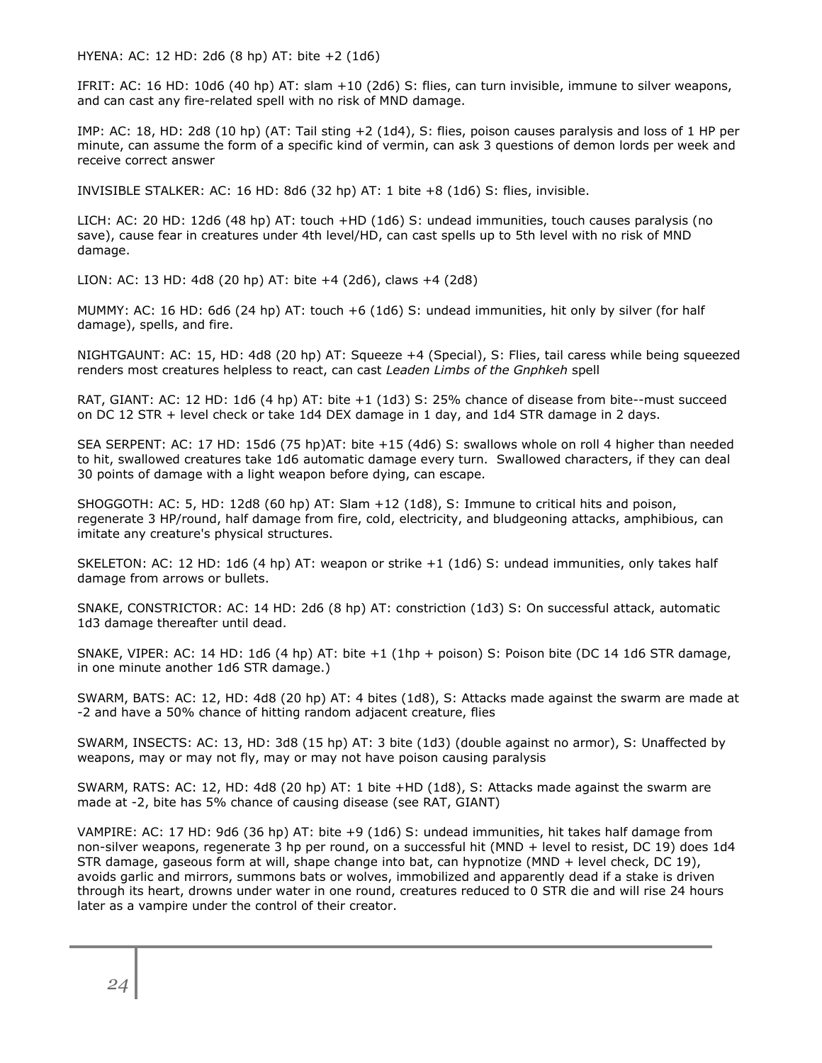HYENA: AC: 12 HD: 2d6 (8 hp) AT: bite +2 (1d6)

IFRIT: AC: 16 HD: 10d6 (40 hp) AT: slam +10 (2d6) S: flies, can turn invisible, immune to silver weapons, and can cast any fire-related spell with no risk of MND damage.

IMP: AC: 18, HD: 2d8 (10 hp) (AT: Tail sting +2 (1d4), S: flies, poison causes paralysis and loss of 1 HP per minute, can assume the form of a specific kind of vermin, can ask 3 questions of demon lords per week and receive correct answer

INVISIBLE STALKER: AC: 16 HD: 8d6 (32 hp) AT: 1 bite +8 (1d6) S: flies, invisible.

LICH: AC: 20 HD: 12d6 (48 hp) AT: touch +HD (1d6) S: undead immunities, touch causes paralysis (no save), cause fear in creatures under 4th level/HD, can cast spells up to 5th level with no risk of MND damage.

LION: AC: 13 HD: 4d8 (20 hp) AT: bite +4 (2d6), claws +4 (2d8)

MUMMY: AC: 16 HD: 6d6 (24 hp) AT: touch +6 (1d6) S: undead immunities, hit only by silver (for half damage), spells, and fire.

NIGHTGAUNT: AC: 15, HD: 4d8 (20 hp) AT: Squeeze +4 (Special), S: Flies, tail caress while being squeezed renders most creatures helpless to react, can cast *Leaden Limbs of the Gnphkeh* spell

RAT, GIANT: AC: 12 HD: 1d6 (4 hp) AT: bite +1 (1d3) S: 25% chance of disease from bite--must succeed on DC 12 STR + level check or take 1d4 DEX damage in 1 day, and 1d4 STR damage in 2 days.

SEA SERPENT: AC: 17 HD: 15d6 (75 hp)AT: bite +15 (4d6) S: swallows whole on roll 4 higher than needed to hit, swallowed creatures take 1d6 automatic damage every turn. Swallowed characters, if they can deal 30 points of damage with a light weapon before dying, can escape.

SHOGGOTH: AC: 5, HD: 12d8 (60 hp) AT: Slam +12 (1d8), S: Immune to critical hits and poison, regenerate 3 HP/round, half damage from fire, cold, electricity, and bludgeoning attacks, amphibious, can imitate any creature's physical structures.

SKELETON: AC: 12 HD: 1d6 (4 hp) AT: weapon or strike +1 (1d6) S: undead immunities, only takes half damage from arrows or bullets.

SNAKE, CONSTRICTOR: AC: 14 HD: 2d6 (8 hp) AT: constriction (1d3) S: On successful attack, automatic 1d3 damage thereafter until dead.

SNAKE, VIPER: AC: 14 HD: 1d6 (4 hp) AT: bite +1 (1hp + poison) S: Poison bite (DC 14 1d6 STR damage, in one minute another 1d6 STR damage.)

SWARM, BATS: AC: 12, HD: 4d8 (20 hp) AT: 4 bites (1d8), S: Attacks made against the swarm are made at -2 and have a 50% chance of hitting random adjacent creature, flies

SWARM, INSECTS: AC: 13, HD: 3d8 (15 hp) AT: 3 bite (1d3) (double against no armor), S: Unaffected by weapons, may or may not fly, may or may not have poison causing paralysis

SWARM, RATS: AC: 12, HD: 4d8 (20 hp) AT: 1 bite +HD (1d8), S: Attacks made against the swarm are made at -2, bite has 5% chance of causing disease (see RAT, GIANT)

VAMPIRE: AC: 17 HD: 9d6 (36 hp) AT: bite +9 (1d6) S: undead immunities, hit takes half damage from non-silver weapons, regenerate 3 hp per round, on a successful hit (MND + level to resist, DC 19) does 1d4 STR damage, gaseous form at will, shape change into bat, can hypnotize (MND + level check, DC 19), avoids garlic and mirrors, summons bats or wolves, immobilized and apparently dead if a stake is driven through its heart, drowns under water in one round, creatures reduced to 0 STR die and will rise 24 hours later as a vampire under the control of their creator.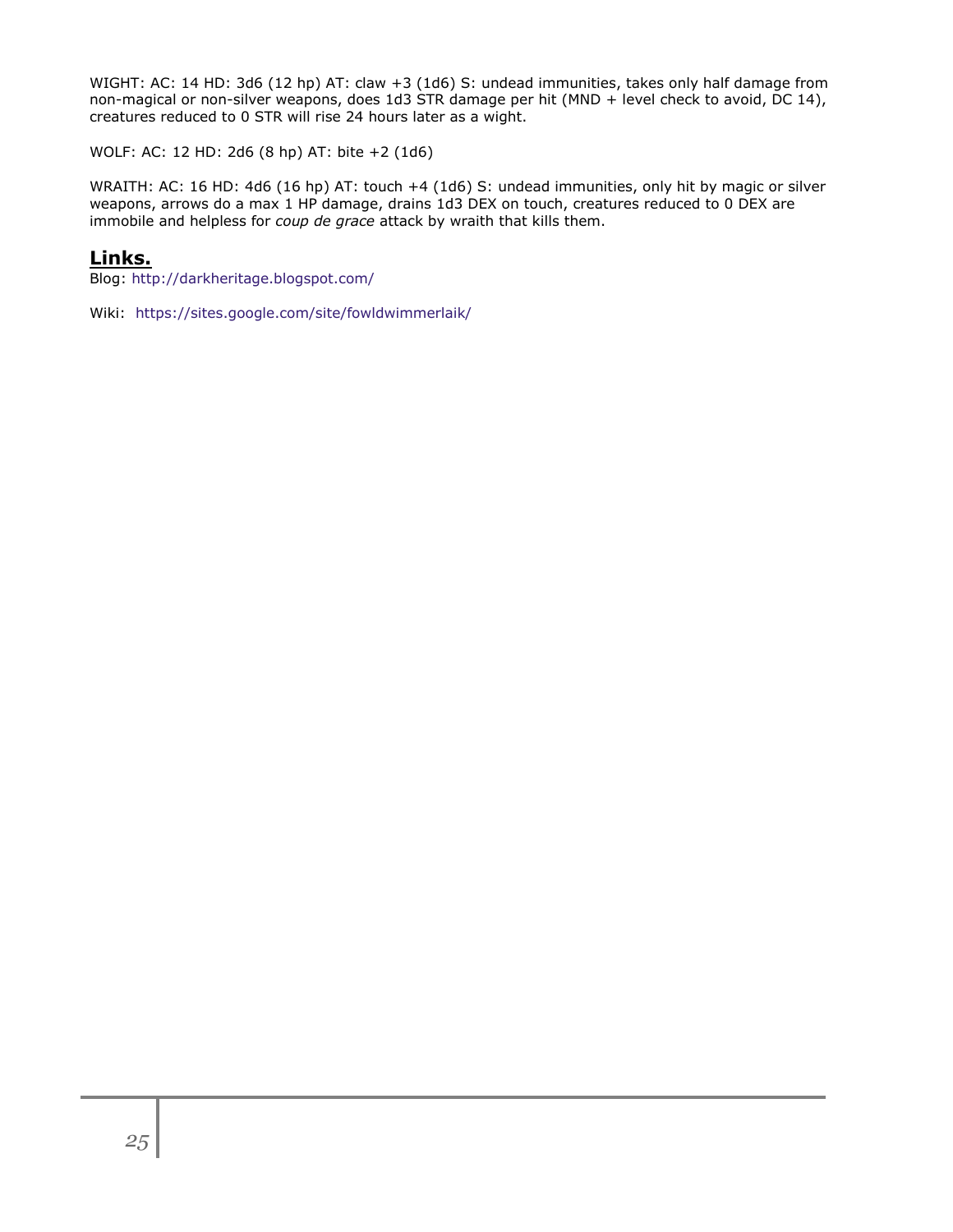WIGHT: AC: 14 HD: 3d6 (12 hp) AT: claw +3 (1d6) S: undead immunities, takes only half damage from non-magical or non-silver weapons, does 1d3 STR damage per hit (MND + level check to avoid, DC 14), creatures reduced to 0 STR will rise 24 hours later as a wight.

WOLF: AC: 12 HD: 2d6 (8 hp) AT: bite +2 (1d6)

WRAITH: AC: 16 HD: 4d6 (16 hp) AT: touch +4 (1d6) S: undead immunities, only hit by magic or silver weapons, arrows do a max 1 HP damage, drains 1d3 DEX on touch, creatures reduced to 0 DEX are immobile and helpless for *coup de grace* attack by wraith that kills them.

## Links.

Blog: http://darkheritage.blogspot.com/

Wiki: https://sites.google.com/site/fowldwimmerlaik/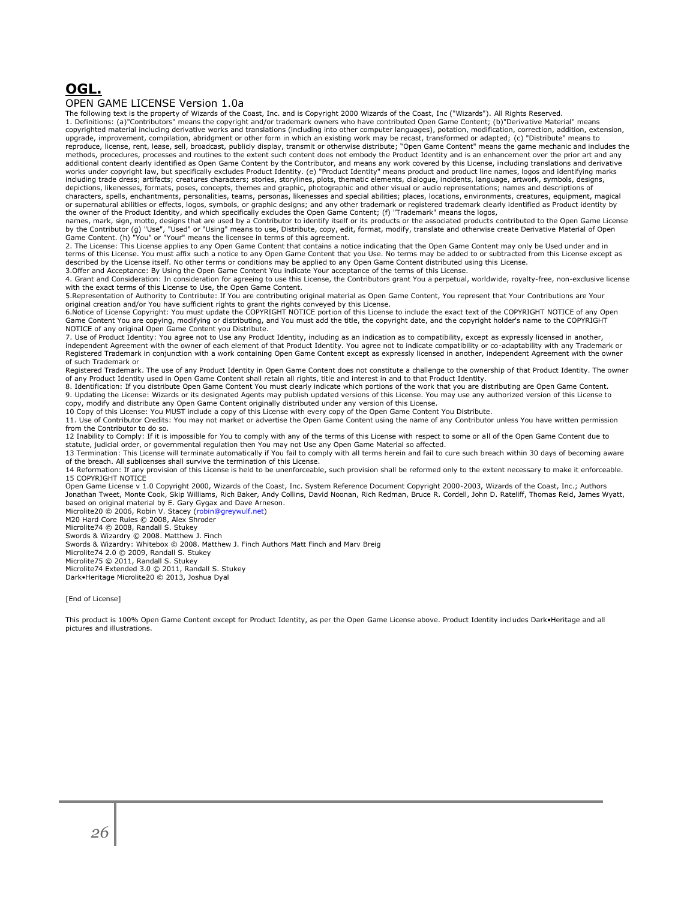# **OGL.**

OPEN GAME LICENSE Version 1.0a

The following text is the property of Wizards of the Coast, Inc. and is Copyright 2000 Wizards of the Coast, Inc ("Wizards"). All Rights Reserved.

1. Definitions: (a)"Contributors" means the copyright and/or trademark owners who have contributed Open Game Content; (b)"Derivative Material" means copyrighted material including derivative works and translations (including into other computer languages), potation, modification, correction, addition, extension, upgrade, improvement, compilation, abridgment or other form in which an existing work may be recast, transformed or adapted; (c) "Distribute" means to reproduce, license, rent, lease, sell, broadcast, publicly display, transmit or otherwise distribute; "Open Game Content" means the game mechanic and includes the methods, procedures, processes and routines to the extent such content does not embody the Product Identity and is an enhancement over the prior art and any additional content clearly identified as Open Game Content by the Contributor, and means any work covered by this License, including translations and derivative works under copyright law, but specifically excludes Product Identity. (e) "Product Identity" means product and product line names, logos and identifying marks including trade dress; artifacts; creatures characters; stories, storylines, plots, thematic elements, dialogue, incidents, language, artwork, symbols, designs, depictions, likenesses, formats, poses, concepts, themes and graphic, photographic and other visual or audio representations; names and descriptions of characters, spells, enchantments, personalities, teams, personas, likenesses and special abilities; places, locations, environments, creatures, equipment, magical or supernatural abilities or effects, logos, symbols, or graphic designs; and any other trademark or registered trademark clearly identified as Product identity by the owner of the Product Identity, and which specifically excludes the Open Game Content; (f) "Trademark" means the logos, names, mark, sign, motto, designs that are used by a Contributor to identify itself or its products or the associated products contributed to the Open Game License by the Contributor (g) "Use", "Used" or "Using" means to use, Distribute, copy, edit, format, modify, translate and otherwise create Derivative Material of Open Game Content. (h) "You" or "Your" means the licensee in terms of this agreement.

2. The License: This License applies to any Open Game Content that contains a notice indicating that the Open Game Content may only be Used under and in terms of this License. You must affix such a notice to any Open Game Content that you Use. No terms may be added to or subtracted from this License except as described by the License itself. No other terms or conditions may be applied to any Open Game Content distributed using this License.

3.Offer and Acceptance: By Using the Open Game Content You indicate Your acceptance of the terms of this License.

4. Grant and Consideration: In consideration for agreeing to use this License, the Contributors grant You a perpetual, worldwide, royalty-free, non-exclusive license with the exact terms of this License to Use, the Open Game Content.

5.Representation of Authority to Contribute: If You are contributing original material as Open Game Content, You represent that Your Contributions are Your original creation and/or You have sufficient rights to grant the rights conveyed by this License.

6.Notice of License Copyright: You must update the COPYRIGHT NOTICE portion of this License to include the exact text of the COPYRIGHT NOTICE of any Open Game Content You are copying, modifying or distributing, and You must add the title, the copyright date, and the copyright holder's name to the COPYRIGHT NOTICE of any original Open Game Content you Distribute.

7. Use of Product Identity: You agree not to Use any Product Identity, including as an indication as to compatibility, except as expressly licensed in another, independent Agreement with the owner of each element of that Product Identity. You agree not to indicate compatibility or co-adaptability with any Trademark or Registered Trademark in conjunction with a work containing Open Game Content except as expressly licensed in another, independent Agreement with the owner of such Trademark or
Registered Trademark. The use of any Product Identity in Open Game Content does not constitute a challenge to the ownership of that Product Identity. The owner of any Product Identity used in Open Game Content shall retain all rights, title and interest in and to that Product Identity.

8. Identification: If you distribute Open Game Content You must clearly indicate which portions of the work that you are distributing are Open Game Content.

9. Updating the License: Wizards or its designated Agents may publish updated versions of this License. You may use any authorized version of this License to copy, modify and distribute any Open Game Content originally distributed under any version of this License.

10 Copy of this License: You MUST include a copy of this License with every copy of the Open Game Content You Distribute.

11. Use of Contributor Credits: You may not market or advertise the Open Game Content using the name of any Contributor unless You have written permission from the Contributor to do so.

12 Inability to Comply: If it is impossible for You to comply with any of the terms of this License with respect to some or all of the Open Game Content due to statute, judicial order, or governmental regulation then You may not Use any Open Game Material so affected.

13 Termination: This License will terminate automatically if You fail to comply with all terms herein and fail to cure such breach within 30 days of becoming aware of the breach. All sublicenses shall survive the termination of this License.

14 Reformation: If any provision of this License is held to be unenforceable, such provision shall be reformed only to the extent necessary to make it enforceable.

15 COPYRIGHT NOTICE

Open Game License v 1.0 Copyright 2000, Wizards of the Coast, Inc. System Reference Document Copyright 2000-2003, Wizards of the Coast, Inc.; Authors Jonathan Tweet, Monte Cook, Skip Williams, Rich Baker, Andy Collins, David Noonan, Rich Redman, Bruce R. Cordell, John D. Rateliff, Thomas Reid, James Wyatt, based on original material by E. Gary Gygax and Dave Arneson.

Microlite20 © 2006, Robin V. Stacey (robin@greywulf.net)
M20 Hard Core Rules © 2008, Alex Shroder
Microlite74 © 2008, Randall S. Stukey
Swords & Wizardry © 2008. Matthew J. Finch
Swords & Wizardry: Whitebox © 2008. Matthew J. Finch Authors Matt Finch and Marv Breig
Microlite74 2.0 © 2009, Randall S. Stukey
Microlite75 © 2011, Randall S. Stukey
Microlite74 Extended 3.0 © 2011, Randall S. Stukey
Dark•Heritage Microlite20 © 2013, Joshua Dyal

[End of License]

This product is 100% Open Game Content except for Product Identity, as per the Open Game License above. Product Identity includes Dark•Heritage and all pictures and illustrations.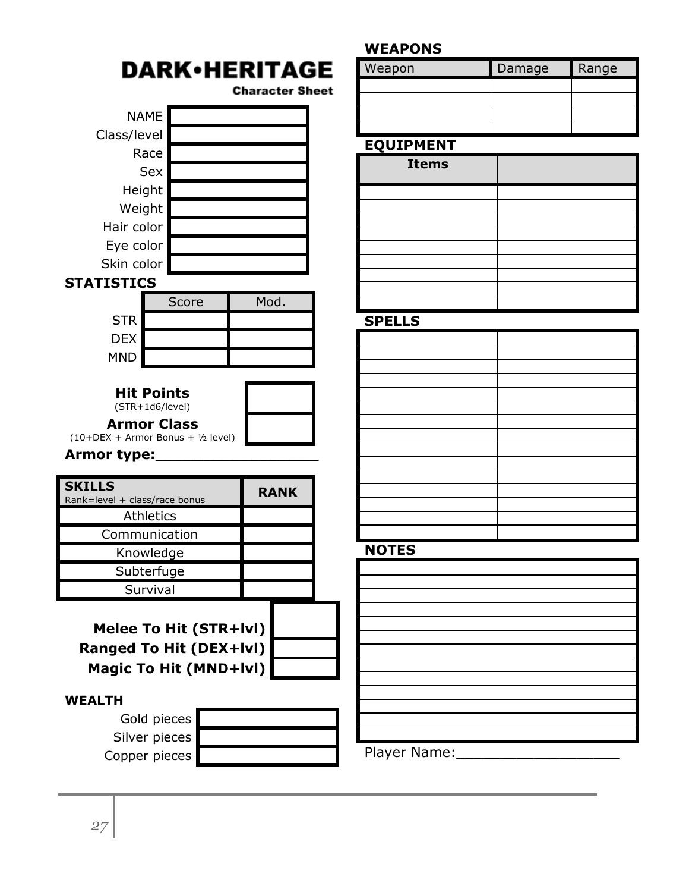# DARK•HERITAGE

Character Sheet

| | |
|---|---|
| NAME | |
| Class/level | |
| Race | |
| Sex | |
| Height | |
| Weight | |
| Hair color | |
| Eye color | |
| Skin color | |

## STATISTICS

| | Score | Mod. |
|---|---|---|
| STR | | |
| DEX | | |
| MND | | |

| | |
|---|---|
| **Hit Points** (STR+1d6/level) | |
| **Armor Class** (10+DEX + Armor Bonus + ½ level) | |

**Armor type:__________________**

| **SKILLS** Rank=level + class/race bonus | **RANK** |
|---|---|
| Athletics | |
| Communication | |
| Knowledge | |
| Subterfuge | |
| Survival | |

| | |
|---|---|
| **Melee To Hit (STR+lvl)** | |
| **Ranged To Hit (DEX+lvl)** | |
| **Magic To Hit (MND+lvl)** | |

## WEALTH

| | |
|---|---|
| Gold pieces | |
| Silver pieces | |
| Copper pieces | |

## WEAPONS

| Weapon | Damage | Range |
|---|---|---|
| | | |
| | | |
| | | |
| | | |

## EQUIPMENT

| Items | |
|---|---|
| | |
| | |
| | |
| | |
| | |
| | |
| | |
| | |
| | |

## SPELLS

| | |
|---|---|
| | |
| | |
| | |
| | |
| | |
| | |
| | |
| | |
| | |
| | |
| | |
| | |
| | |
| | |
| | |

## NOTES

Player Name:___________________